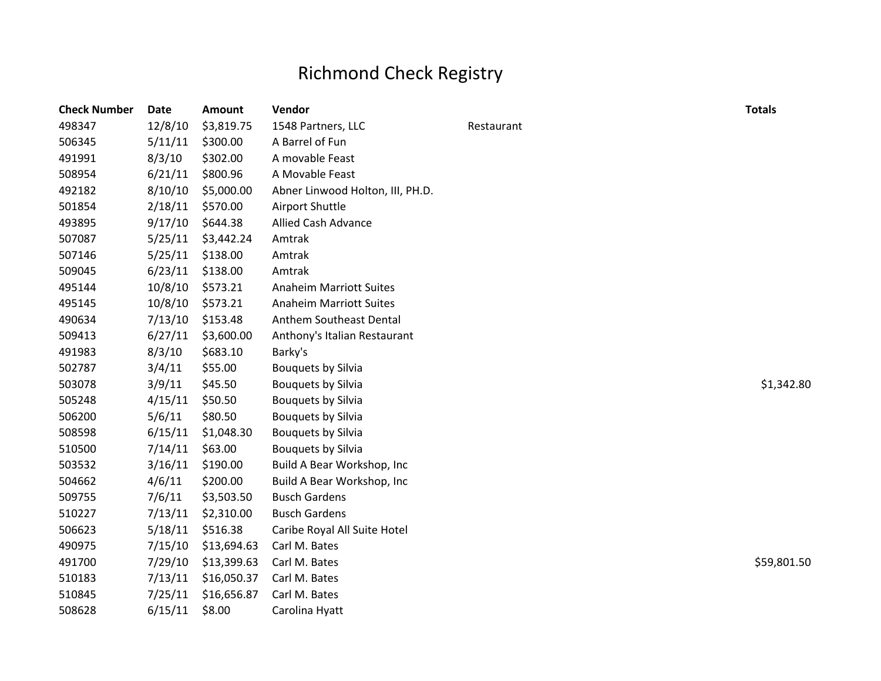# Richmond Check Registry

| Check Number | Date | Amount | Vendor | | Totals |
|---|---|---|---|---|---|
| 498347 | 12/8/10 | $3,819.75 | 1548 Partners, LLC | Restaurant | |
| 506345 | 5/11/11 | $300.00 | A Barrel of Fun | | |
| 491991 | 8/3/10 | $302.00 | A movable Feast | | |
| 508954 | 6/21/11 | $800.96 | A Movable Feast | | |
| 492182 | 8/10/10 | $5,000.00 | Abner Linwood Holton, III, PH.D. | | |
| 501854 | 2/18/11 | $570.00 | Airport Shuttle | | |
| 493895 | 9/17/10 | $644.38 | Allied Cash Advance | | |
| 507087 | 5/25/11 | $3,442.24 | Amtrak | | |
| 507146 | 5/25/11 | $138.00 | Amtrak | | |
| 509045 | 6/23/11 | $138.00 | Amtrak | | |
| 495144 | 10/8/10 | $573.21 | Anaheim Marriott Suites | | |
| 495145 | 10/8/10 | $573.21 | Anaheim Marriott Suites | | |
| 490634 | 7/13/10 | $153.48 | Anthem Southeast Dental | | |
| 509413 | 6/27/11 | $3,600.00 | Anthony's Italian Restaurant | | |
| 491983 | 8/3/10 | $683.10 | Barky's | | |
| 502787 | 3/4/11 | $55.00 | Bouquets by Silvia | | |
| 503078 | 3/9/11 | $45.50 | Bouquets by Silvia | | $1,342.80 |
| 505248 | 4/15/11 | $50.50 | Bouquets by Silvia | | |
| 506200 | 5/6/11 | $80.50 | Bouquets by Silvia | | |
| 508598 | 6/15/11 | $1,048.30 | Bouquets by Silvia | | |
| 510500 | 7/14/11 | $63.00 | Bouquets by Silvia | | |
| 503532 | 3/16/11 | $190.00 | Build A Bear Workshop, Inc | | |
| 504662 | 4/6/11 | $200.00 | Build A Bear Workshop, Inc | | |
| 509755 | 7/6/11 | $3,503.50 | Busch Gardens | | |
| 510227 | 7/13/11 | $2,310.00 | Busch Gardens | | |
| 506623 | 5/18/11 | $516.38 | Caribe Royal All Suite Hotel | | |
| 490975 | 7/15/10 | $13,694.63 | Carl M. Bates | | |
| 491700 | 7/29/10 | $13,399.63 | Carl M. Bates | | $59,801.50 |
| 510183 | 7/13/11 | $16,050.37 | Carl M. Bates | | |
| 510845 | 7/25/11 | $16,656.87 | Carl M. Bates | | |
| 508628 | 6/15/11 | $8.00 | Carolina Hyatt | | |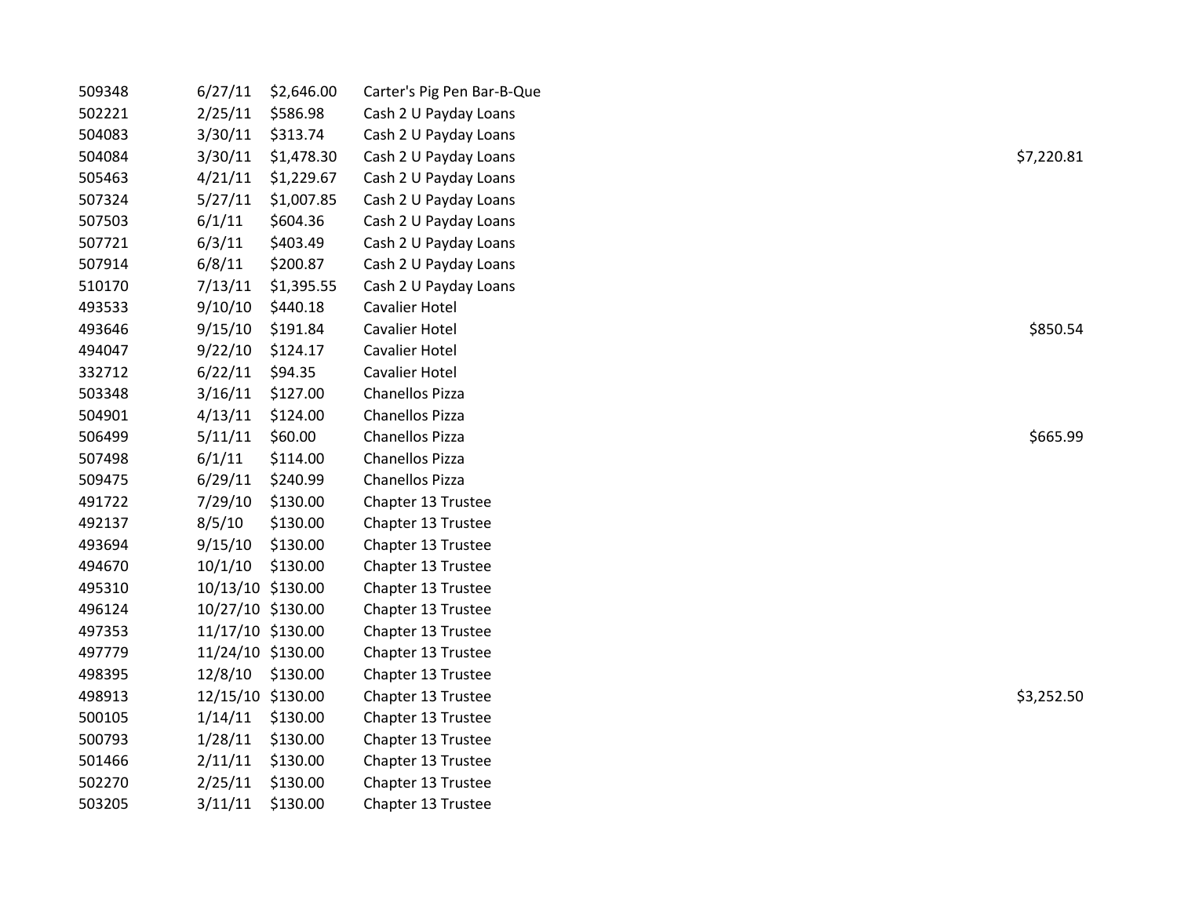| | | | | |
|---|---|---|---|---|
| 509348 | 6/27/11 | $2,646.00 | Carter's Pig Pen Bar-B-Que | |
| 502221 | 2/25/11 | $586.98 | Cash 2 U Payday Loans | |
| 504083 | 3/30/11 | $313.74 | Cash 2 U Payday Loans | |
| 504084 | 3/30/11 | $1,478.30 | Cash 2 U Payday Loans | $7,220.81 |
| 505463 | 4/21/11 | $1,229.67 | Cash 2 U Payday Loans | |
| 507324 | 5/27/11 | $1,007.85 | Cash 2 U Payday Loans | |
| 507503 | 6/1/11 | $604.36 | Cash 2 U Payday Loans | |
| 507721 | 6/3/11 | $403.49 | Cash 2 U Payday Loans | |
| 507914 | 6/8/11 | $200.87 | Cash 2 U Payday Loans | |
| 510170 | 7/13/11 | $1,395.55 | Cash 2 U Payday Loans | |
| 493533 | 9/10/10 | $440.18 | Cavalier Hotel | |
| 493646 | 9/15/10 | $191.84 | Cavalier Hotel | $850.54 |
| 494047 | 9/22/10 | $124.17 | Cavalier Hotel | |
| 332712 | 6/22/11 | $94.35 | Cavalier Hotel | |
| 503348 | 3/16/11 | $127.00 | Chanellos Pizza | |
| 504901 | 4/13/11 | $124.00 | Chanellos Pizza | |
| 506499 | 5/11/11 | $60.00 | Chanellos Pizza | $665.99 |
| 507498 | 6/1/11 | $114.00 | Chanellos Pizza | |
| 509475 | 6/29/11 | $240.99 | Chanellos Pizza | |
| 491722 | 7/29/10 | $130.00 | Chapter 13 Trustee | |
| 492137 | 8/5/10 | $130.00 | Chapter 13 Trustee | |
| 493694 | 9/15/10 | $130.00 | Chapter 13 Trustee | |
| 494670 | 10/1/10 | $130.00 | Chapter 13 Trustee | |
| 495310 | 10/13/10 | $130.00 | Chapter 13 Trustee | |
| 496124 | 10/27/10 | $130.00 | Chapter 13 Trustee | |
| 497353 | 11/17/10 | $130.00 | Chapter 13 Trustee | |
| 497779 | 11/24/10 | $130.00 | Chapter 13 Trustee | |
| 498395 | 12/8/10 | $130.00 | Chapter 13 Trustee | |
| 498913 | 12/15/10 | $130.00 | Chapter 13 Trustee | $3,252.50 |
| 500105 | 1/14/11 | $130.00 | Chapter 13 Trustee | |
| 500793 | 1/28/11 | $130.00 | Chapter 13 Trustee | |
| 501466 | 2/11/11 | $130.00 | Chapter 13 Trustee | |
| 502270 | 2/25/11 | $130.00 | Chapter 13 Trustee | |
| 503205 | 3/11/11 | $130.00 | Chapter 13 Trustee | |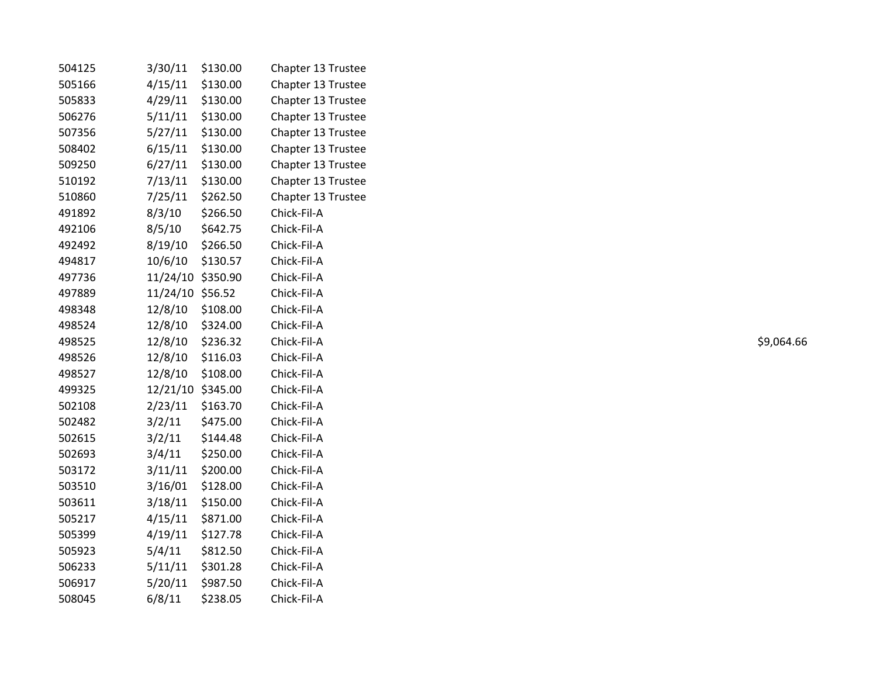| | | | | |
|---|---|---|---|---|
| 504125 | 3/30/11 | $130.00 | Chapter 13 Trustee | |
| 505166 | 4/15/11 | $130.00 | Chapter 13 Trustee | |
| 505833 | 4/29/11 | $130.00 | Chapter 13 Trustee | |
| 506276 | 5/11/11 | $130.00 | Chapter 13 Trustee | |
| 507356 | 5/27/11 | $130.00 | Chapter 13 Trustee | |
| 508402 | 6/15/11 | $130.00 | Chapter 13 Trustee | |
| 509250 | 6/27/11 | $130.00 | Chapter 13 Trustee | |
| 510192 | 7/13/11 | $130.00 | Chapter 13 Trustee | |
| 510860 | 7/25/11 | $262.50 | Chapter 13 Trustee | |
| 491892 | 8/3/10 | $266.50 | Chick-Fil-A | |
| 492106 | 8/5/10 | $642.75 | Chick-Fil-A | |
| 492492 | 8/19/10 | $266.50 | Chick-Fil-A | |
| 494817 | 10/6/10 | $130.57 | Chick-Fil-A | |
| 497736 | 11/24/10 | $350.90 | Chick-Fil-A | |
| 497889 | 11/24/10 | $56.52 | Chick-Fil-A | |
| 498348 | 12/8/10 | $108.00 | Chick-Fil-A | |
| 498524 | 12/8/10 | $324.00 | Chick-Fil-A | |
| 498525 | 12/8/10 | $236.32 | Chick-Fil-A | $9,064.66 |
| 498526 | 12/8/10 | $116.03 | Chick-Fil-A | |
| 498527 | 12/8/10 | $108.00 | Chick-Fil-A | |
| 499325 | 12/21/10 | $345.00 | Chick-Fil-A | |
| 502108 | 2/23/11 | $163.70 | Chick-Fil-A | |
| 502482 | 3/2/11 | $475.00 | Chick-Fil-A | |
| 502615 | 3/2/11 | $144.48 | Chick-Fil-A | |
| 502693 | 3/4/11 | $250.00 | Chick-Fil-A | |
| 503172 | 3/11/11 | $200.00 | Chick-Fil-A | |
| 503510 | 3/16/01 | $128.00 | Chick-Fil-A | |
| 503611 | 3/18/11 | $150.00 | Chick-Fil-A | |
| 505217 | 4/15/11 | $871.00 | Chick-Fil-A | |
| 505399 | 4/19/11 | $127.78 | Chick-Fil-A | |
| 505923 | 5/4/11 | $812.50 | Chick-Fil-A | |
| 506233 | 5/11/11 | $301.28 | Chick-Fil-A | |
| 506917 | 5/20/11 | $987.50 | Chick-Fil-A | |
| 508045 | 6/8/11 | $238.05 | Chick-Fil-A | |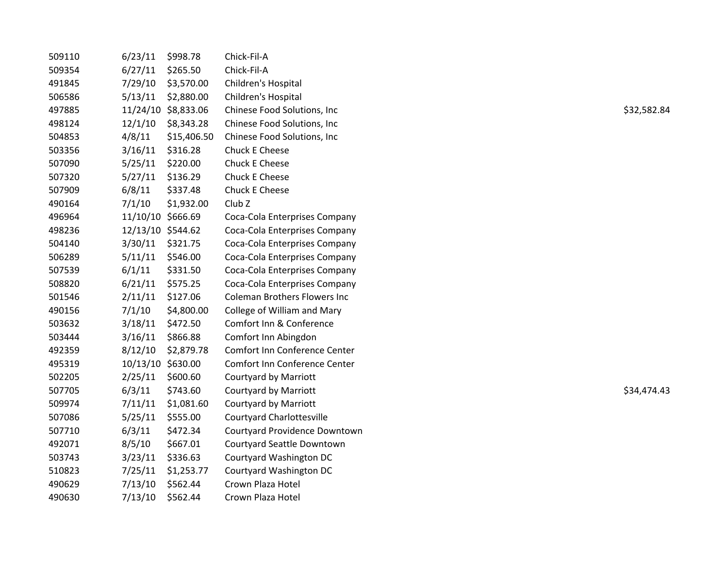| | | | | |
|---|---|---|---|---|
| 509110 | 6/23/11 | $998.78 | Chick-Fil-A | |
| 509354 | 6/27/11 | $265.50 | Chick-Fil-A | |
| 491845 | 7/29/10 | $3,570.00 | Children's Hospital | |
| 506586 | 5/13/11 | $2,880.00 | Children's Hospital | |
| 497885 | 11/24/10 | $8,833.06 | Chinese Food Solutions, Inc | $32,582.84 |
| 498124 | 12/1/10 | $8,343.28 | Chinese Food Solutions, Inc | |
| 504853 | 4/8/11 | $15,406.50 | Chinese Food Solutions, Inc | |
| 503356 | 3/16/11 | $316.28 | Chuck E Cheese | |
| 507090 | 5/25/11 | $220.00 | Chuck E Cheese | |
| 507320 | 5/27/11 | $136.29 | Chuck E Cheese | |
| 507909 | 6/8/11 | $337.48 | Chuck E Cheese | |
| 490164 | 7/1/10 | $1,932.00 | Club Z | |
| 496964 | 11/10/10 | $666.69 | Coca-Cola Enterprises Company | |
| 498236 | 12/13/10 | $544.62 | Coca-Cola Enterprises Company | |
| 504140 | 3/30/11 | $321.75 | Coca-Cola Enterprises Company | |
| 506289 | 5/11/11 | $546.00 | Coca-Cola Enterprises Company | |
| 507539 | 6/1/11 | $331.50 | Coca-Cola Enterprises Company | |
| 508820 | 6/21/11 | $575.25 | Coca-Cola Enterprises Company | |
| 501546 | 2/11/11 | $127.06 | Coleman Brothers Flowers Inc | |
| 490156 | 7/1/10 | $4,800.00 | College of William and Mary | |
| 503632 | 3/18/11 | $472.50 | Comfort Inn & Conference | |
| 503444 | 3/16/11 | $866.88 | Comfort Inn Abingdon | |
| 492359 | 8/12/10 | $2,879.78 | Comfort Inn Conference Center | |
| 495319 | 10/13/10 | $630.00 | Comfort Inn Conference Center | |
| 502205 | 2/25/11 | $600.60 | Courtyard by Marriott | |
| 507705 | 6/3/11 | $743.60 | Courtyard by Marriott | $34,474.43 |
| 509974 | 7/11/11 | $1,081.60 | Courtyard by Marriott | |
| 507086 | 5/25/11 | $555.00 | Courtyard Charlottesville | |
| 507710 | 6/3/11 | $472.34 | Courtyard Providence Downtown | |
| 492071 | 8/5/10 | $667.01 | Courtyard Seattle Downtown | |
| 503743 | 3/23/11 | $336.63 | Courtyard Washington DC | |
| 510823 | 7/25/11 | $1,253.77 | Courtyard Washington DC | |
| 490629 | 7/13/10 | $562.44 | Crown Plaza Hotel | |
| 490630 | 7/13/10 | $562.44 | Crown Plaza Hotel | |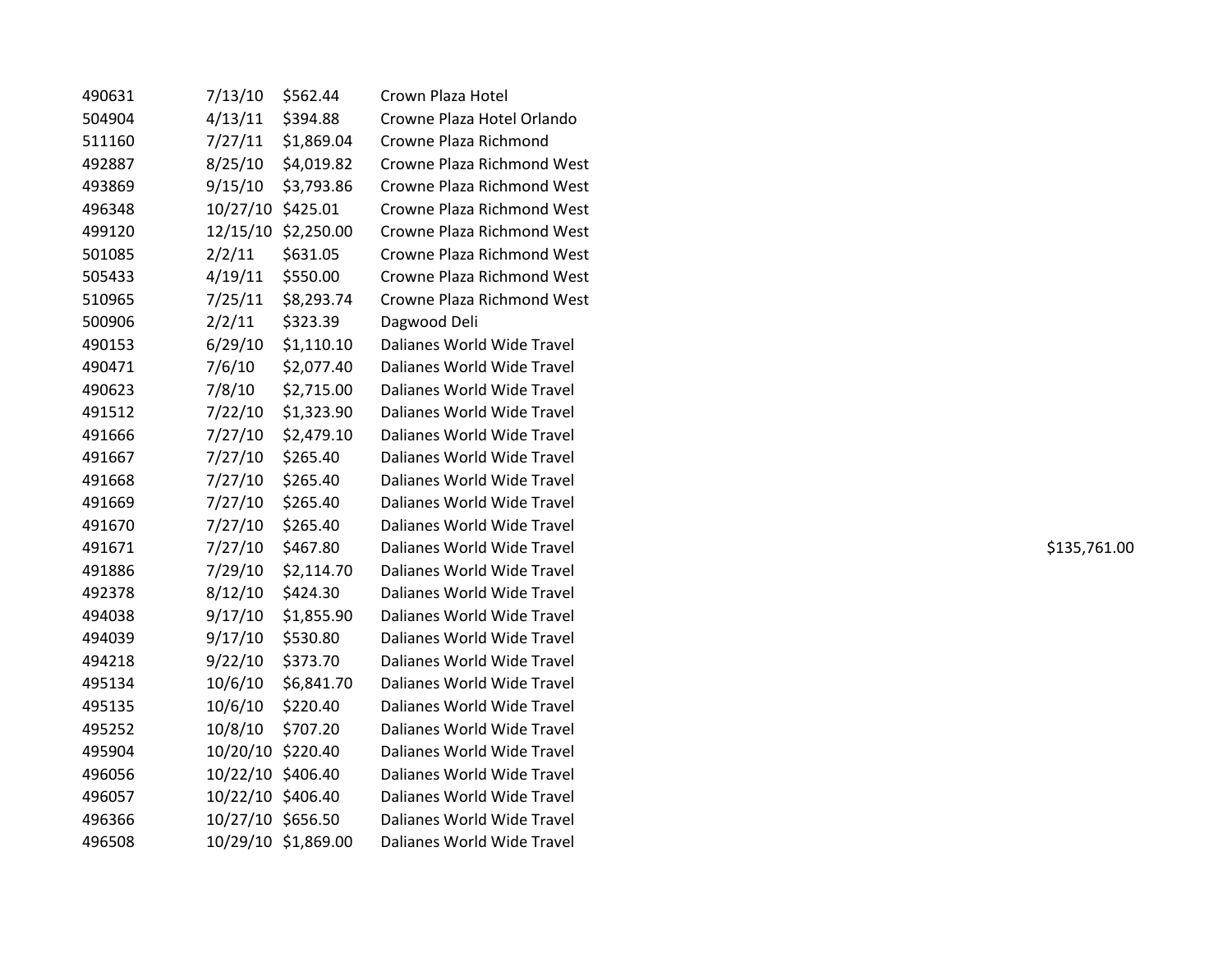| | | | | |
|---|---|---|---|---|
| 490631 | 7/13/10 | $562.44 | Crown Plaza Hotel | |
| 504904 | 4/13/11 | $394.88 | Crowne Plaza Hotel Orlando | |
| 511160 | 7/27/11 | $1,869.04 | Crowne Plaza Richmond | |
| 492887 | 8/25/10 | $4,019.82 | Crowne Plaza Richmond West | |
| 493869 | 9/15/10 | $3,793.86 | Crowne Plaza Richmond West | |
| 496348 | 10/27/10 | $425.01 | Crowne Plaza Richmond West | |
| 499120 | 12/15/10 | $2,250.00 | Crowne Plaza Richmond West | |
| 501085 | 2/2/11 | $631.05 | Crowne Plaza Richmond West | |
| 505433 | 4/19/11 | $550.00 | Crowne Plaza Richmond West | |
| 510965 | 7/25/11 | $8,293.74 | Crowne Plaza Richmond West | |
| 500906 | 2/2/11 | $323.39 | Dagwood Deli | |
| 490153 | 6/29/10 | $1,110.10 | Dalianes World Wide Travel | |
| 490471 | 7/6/10 | $2,077.40 | Dalianes World Wide Travel | |
| 490623 | 7/8/10 | $2,715.00 | Dalianes World Wide Travel | |
| 491512 | 7/22/10 | $1,323.90 | Dalianes World Wide Travel | |
| 491666 | 7/27/10 | $2,479.10 | Dalianes World Wide Travel | |
| 491667 | 7/27/10 | $265.40 | Dalianes World Wide Travel | |
| 491668 | 7/27/10 | $265.40 | Dalianes World Wide Travel | |
| 491669 | 7/27/10 | $265.40 | Dalianes World Wide Travel | |
| 491670 | 7/27/10 | $265.40 | Dalianes World Wide Travel | |
| 491671 | 7/27/10 | $467.80 | Dalianes World Wide Travel | $135,761.00 |
| 491886 | 7/29/10 | $2,114.70 | Dalianes World Wide Travel | |
| 492378 | 8/12/10 | $424.30 | Dalianes World Wide Travel | |
| 494038 | 9/17/10 | $1,855.90 | Dalianes World Wide Travel | |
| 494039 | 9/17/10 | $530.80 | Dalianes World Wide Travel | |
| 494218 | 9/22/10 | $373.70 | Dalianes World Wide Travel | |
| 495134 | 10/6/10 | $6,841.70 | Dalianes World Wide Travel | |
| 495135 | 10/6/10 | $220.40 | Dalianes World Wide Travel | |
| 495252 | 10/8/10 | $707.20 | Dalianes World Wide Travel | |
| 495904 | 10/20/10 | $220.40 | Dalianes World Wide Travel | |
| 496056 | 10/22/10 | $406.40 | Dalianes World Wide Travel | |
| 496057 | 10/22/10 | $406.40 | Dalianes World Wide Travel | |
| 496366 | 10/27/10 | $656.50 | Dalianes World Wide Travel | |
| 496508 | 10/29/10 | $1,869.00 | Dalianes World Wide Travel | |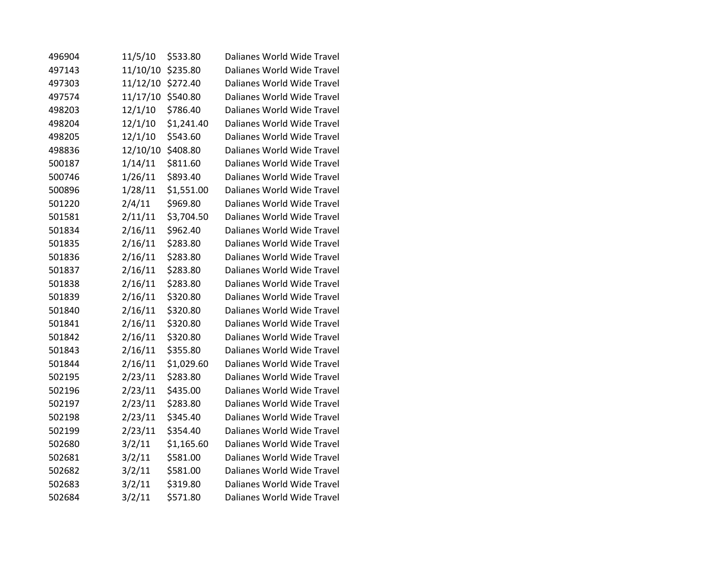| | | | |
|---|---|---|---|
| 496904 | 11/5/10 | $533.80 | Dalianes World Wide Travel |
| 497143 | 11/10/10 | $235.80 | Dalianes World Wide Travel |
| 497303 | 11/12/10 | $272.40 | Dalianes World Wide Travel |
| 497574 | 11/17/10 | $540.80 | Dalianes World Wide Travel |
| 498203 | 12/1/10 | $786.40 | Dalianes World Wide Travel |
| 498204 | 12/1/10 | $1,241.40 | Dalianes World Wide Travel |
| 498205 | 12/1/10 | $543.60 | Dalianes World Wide Travel |
| 498836 | 12/10/10 | $408.80 | Dalianes World Wide Travel |
| 500187 | 1/14/11 | $811.60 | Dalianes World Wide Travel |
| 500746 | 1/26/11 | $893.40 | Dalianes World Wide Travel |
| 500896 | 1/28/11 | $1,551.00 | Dalianes World Wide Travel |
| 501220 | 2/4/11 | $969.80 | Dalianes World Wide Travel |
| 501581 | 2/11/11 | $3,704.50 | Dalianes World Wide Travel |
| 501834 | 2/16/11 | $962.40 | Dalianes World Wide Travel |
| 501835 | 2/16/11 | $283.80 | Dalianes World Wide Travel |
| 501836 | 2/16/11 | $283.80 | Dalianes World Wide Travel |
| 501837 | 2/16/11 | $283.80 | Dalianes World Wide Travel |
| 501838 | 2/16/11 | $283.80 | Dalianes World Wide Travel |
| 501839 | 2/16/11 | $320.80 | Dalianes World Wide Travel |
| 501840 | 2/16/11 | $320.80 | Dalianes World Wide Travel |
| 501841 | 2/16/11 | $320.80 | Dalianes World Wide Travel |
| 501842 | 2/16/11 | $320.80 | Dalianes World Wide Travel |
| 501843 | 2/16/11 | $355.80 | Dalianes World Wide Travel |
| 501844 | 2/16/11 | $1,029.60 | Dalianes World Wide Travel |
| 502195 | 2/23/11 | $283.80 | Dalianes World Wide Travel |
| 502196 | 2/23/11 | $435.00 | Dalianes World Wide Travel |
| 502197 | 2/23/11 | $283.80 | Dalianes World Wide Travel |
| 502198 | 2/23/11 | $345.40 | Dalianes World Wide Travel |
| 502199 | 2/23/11 | $354.40 | Dalianes World Wide Travel |
| 502680 | 3/2/11 | $1,165.60 | Dalianes World Wide Travel |
| 502681 | 3/2/11 | $581.00 | Dalianes World Wide Travel |
| 502682 | 3/2/11 | $581.00 | Dalianes World Wide Travel |
| 502683 | 3/2/11 | $319.80 | Dalianes World Wide Travel |
| 502684 | 3/2/11 | $571.80 | Dalianes World Wide Travel |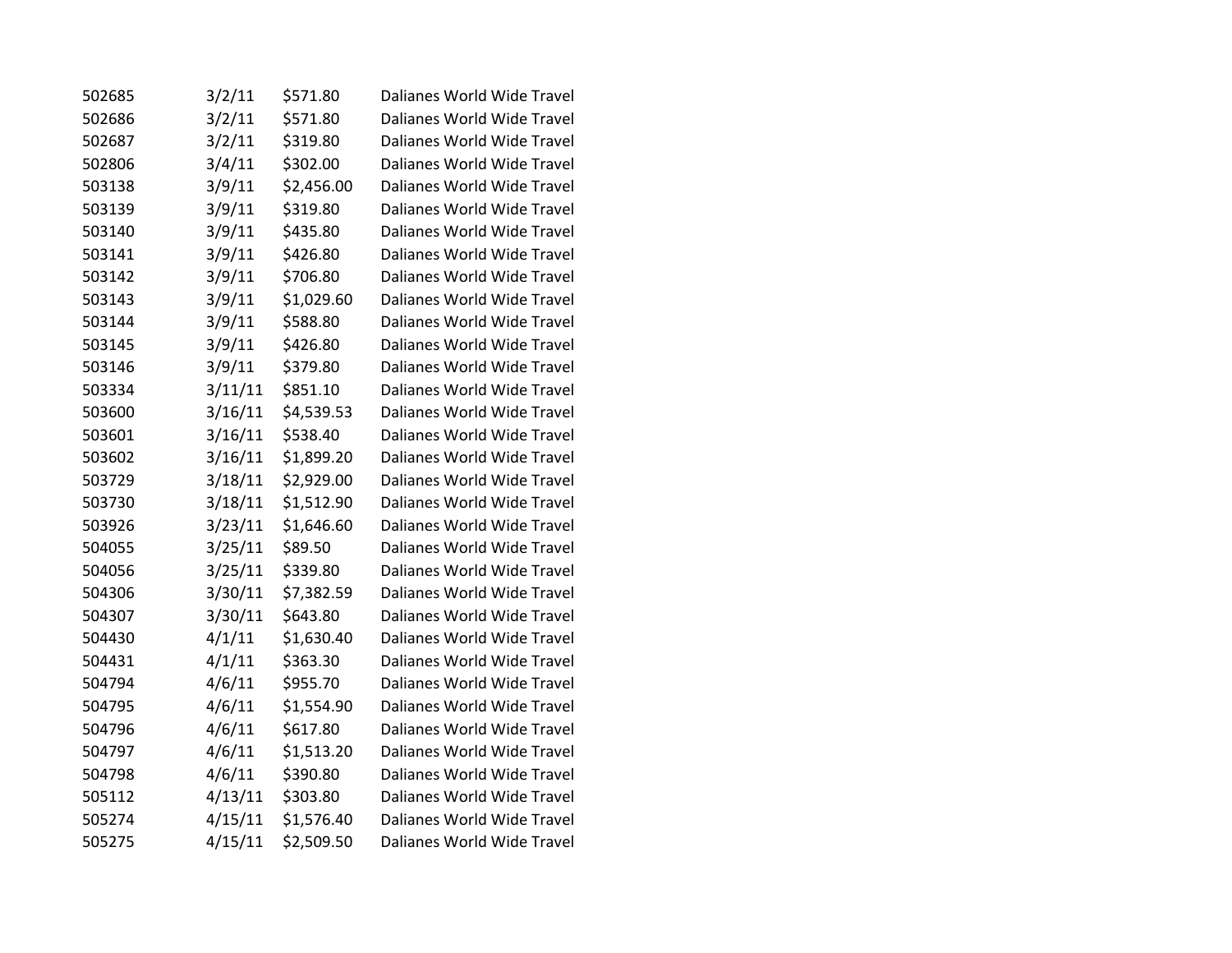| | | | |
|---|---|---|---|
| 502685 | 3/2/11 | $571.80 | Dalianes World Wide Travel |
| 502686 | 3/2/11 | $571.80 | Dalianes World Wide Travel |
| 502687 | 3/2/11 | $319.80 | Dalianes World Wide Travel |
| 502806 | 3/4/11 | $302.00 | Dalianes World Wide Travel |
| 503138 | 3/9/11 | $2,456.00 | Dalianes World Wide Travel |
| 503139 | 3/9/11 | $319.80 | Dalianes World Wide Travel |
| 503140 | 3/9/11 | $435.80 | Dalianes World Wide Travel |
| 503141 | 3/9/11 | $426.80 | Dalianes World Wide Travel |
| 503142 | 3/9/11 | $706.80 | Dalianes World Wide Travel |
| 503143 | 3/9/11 | $1,029.60 | Dalianes World Wide Travel |
| 503144 | 3/9/11 | $588.80 | Dalianes World Wide Travel |
| 503145 | 3/9/11 | $426.80 | Dalianes World Wide Travel |
| 503146 | 3/9/11 | $379.80 | Dalianes World Wide Travel |
| 503334 | 3/11/11 | $851.10 | Dalianes World Wide Travel |
| 503600 | 3/16/11 | $4,539.53 | Dalianes World Wide Travel |
| 503601 | 3/16/11 | $538.40 | Dalianes World Wide Travel |
| 503602 | 3/16/11 | $1,899.20 | Dalianes World Wide Travel |
| 503729 | 3/18/11 | $2,929.00 | Dalianes World Wide Travel |
| 503730 | 3/18/11 | $1,512.90 | Dalianes World Wide Travel |
| 503926 | 3/23/11 | $1,646.60 | Dalianes World Wide Travel |
| 504055 | 3/25/11 | $89.50 | Dalianes World Wide Travel |
| 504056 | 3/25/11 | $339.80 | Dalianes World Wide Travel |
| 504306 | 3/30/11 | $7,382.59 | Dalianes World Wide Travel |
| 504307 | 3/30/11 | $643.80 | Dalianes World Wide Travel |
| 504430 | 4/1/11 | $1,630.40 | Dalianes World Wide Travel |
| 504431 | 4/1/11 | $363.30 | Dalianes World Wide Travel |
| 504794 | 4/6/11 | $955.70 | Dalianes World Wide Travel |
| 504795 | 4/6/11 | $1,554.90 | Dalianes World Wide Travel |
| 504796 | 4/6/11 | $617.80 | Dalianes World Wide Travel |
| 504797 | 4/6/11 | $1,513.20 | Dalianes World Wide Travel |
| 504798 | 4/6/11 | $390.80 | Dalianes World Wide Travel |
| 505112 | 4/13/11 | $303.80 | Dalianes World Wide Travel |
| 505274 | 4/15/11 | $1,576.40 | Dalianes World Wide Travel |
| 505275 | 4/15/11 | $2,509.50 | Dalianes World Wide Travel |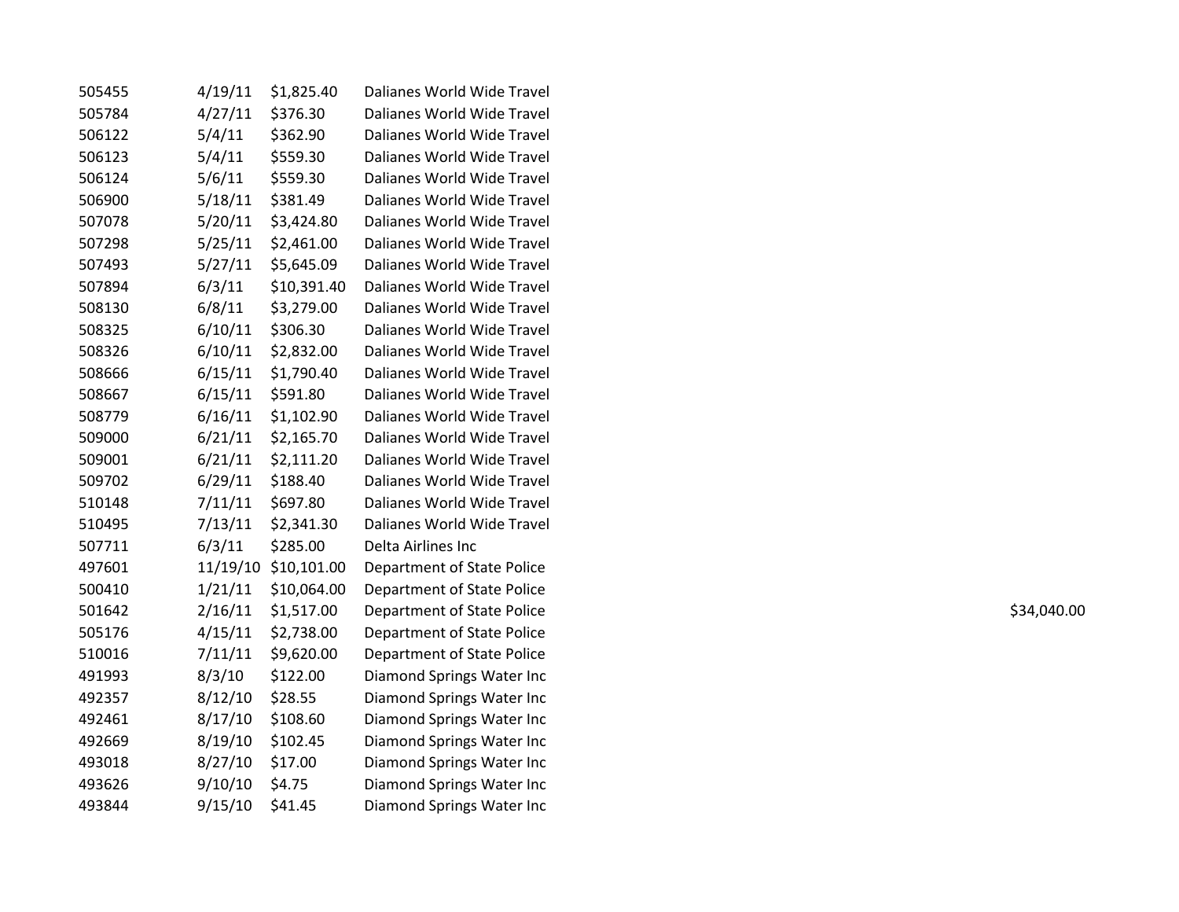| | | | | |
|---|---|---|---|---|
| 505455 | 4/19/11 | $1,825.40 | Dalianes World Wide Travel | |
| 505784 | 4/27/11 | $376.30 | Dalianes World Wide Travel | |
| 506122 | 5/4/11 | $362.90 | Dalianes World Wide Travel | |
| 506123 | 5/4/11 | $559.30 | Dalianes World Wide Travel | |
| 506124 | 5/6/11 | $559.30 | Dalianes World Wide Travel | |
| 506900 | 5/18/11 | $381.49 | Dalianes World Wide Travel | |
| 507078 | 5/20/11 | $3,424.80 | Dalianes World Wide Travel | |
| 507298 | 5/25/11 | $2,461.00 | Dalianes World Wide Travel | |
| 507493 | 5/27/11 | $5,645.09 | Dalianes World Wide Travel | |
| 507894 | 6/3/11 | $10,391.40 | Dalianes World Wide Travel | |
| 508130 | 6/8/11 | $3,279.00 | Dalianes World Wide Travel | |
| 508325 | 6/10/11 | $306.30 | Dalianes World Wide Travel | |
| 508326 | 6/10/11 | $2,832.00 | Dalianes World Wide Travel | |
| 508666 | 6/15/11 | $1,790.40 | Dalianes World Wide Travel | |
| 508667 | 6/15/11 | $591.80 | Dalianes World Wide Travel | |
| 508779 | 6/16/11 | $1,102.90 | Dalianes World Wide Travel | |
| 509000 | 6/21/11 | $2,165.70 | Dalianes World Wide Travel | |
| 509001 | 6/21/11 | $2,111.20 | Dalianes World Wide Travel | |
| 509702 | 6/29/11 | $188.40 | Dalianes World Wide Travel | |
| 510148 | 7/11/11 | $697.80 | Dalianes World Wide Travel | |
| 510495 | 7/13/11 | $2,341.30 | Dalianes World Wide Travel | |
| 507711 | 6/3/11 | $285.00 | Delta Airlines Inc | |
| 497601 | 11/19/10 | $10,101.00 | Department of State Police | |
| 500410 | 1/21/11 | $10,064.00 | Department of State Police | |
| 501642 | 2/16/11 | $1,517.00 | Department of State Police | $34,040.00 |
| 505176 | 4/15/11 | $2,738.00 | Department of State Police | |
| 510016 | 7/11/11 | $9,620.00 | Department of State Police | |
| 491993 | 8/3/10 | $122.00 | Diamond Springs Water Inc | |
| 492357 | 8/12/10 | $28.55 | Diamond Springs Water Inc | |
| 492461 | 8/17/10 | $108.60 | Diamond Springs Water Inc | |
| 492669 | 8/19/10 | $102.45 | Diamond Springs Water Inc | |
| 493018 | 8/27/10 | $17.00 | Diamond Springs Water Inc | |
| 493626 | 9/10/10 | $4.75 | Diamond Springs Water Inc | |
| 493844 | 9/15/10 | $41.45 | Diamond Springs Water Inc | |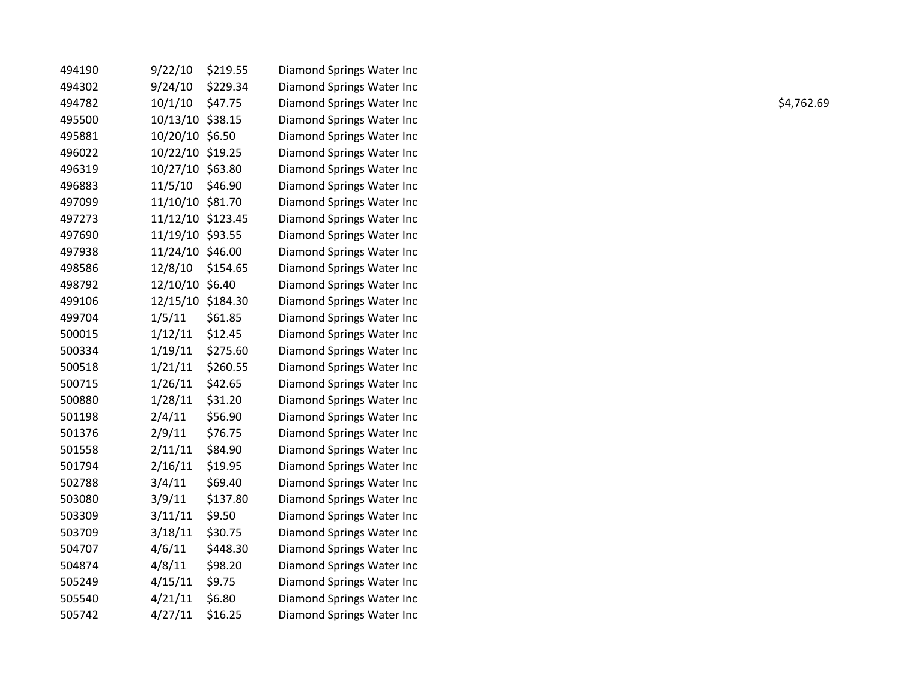| | | | | |
|---|---|---|---|---|
| 494190 | 9/22/10 | $219.55 | Diamond Springs Water Inc | |
| 494302 | 9/24/10 | $229.34 | Diamond Springs Water Inc | |
| 494782 | 10/1/10 | $47.75 | Diamond Springs Water Inc | $4,762.69 |
| 495500 | 10/13/10 | $38.15 | Diamond Springs Water Inc | |
| 495881 | 10/20/10 | $6.50 | Diamond Springs Water Inc | |
| 496022 | 10/22/10 | $19.25 | Diamond Springs Water Inc | |
| 496319 | 10/27/10 | $63.80 | Diamond Springs Water Inc | |
| 496883 | 11/5/10 | $46.90 | Diamond Springs Water Inc | |
| 497099 | 11/10/10 | $81.70 | Diamond Springs Water Inc | |
| 497273 | 11/12/10 | $123.45 | Diamond Springs Water Inc | |
| 497690 | 11/19/10 | $93.55 | Diamond Springs Water Inc | |
| 497938 | 11/24/10 | $46.00 | Diamond Springs Water Inc | |
| 498586 | 12/8/10 | $154.65 | Diamond Springs Water Inc | |
| 498792 | 12/10/10 | $6.40 | Diamond Springs Water Inc | |
| 499106 | 12/15/10 | $184.30 | Diamond Springs Water Inc | |
| 499704 | 1/5/11 | $61.85 | Diamond Springs Water Inc | |
| 500015 | 1/12/11 | $12.45 | Diamond Springs Water Inc | |
| 500334 | 1/19/11 | $275.60 | Diamond Springs Water Inc | |
| 500518 | 1/21/11 | $260.55 | Diamond Springs Water Inc | |
| 500715 | 1/26/11 | $42.65 | Diamond Springs Water Inc | |
| 500880 | 1/28/11 | $31.20 | Diamond Springs Water Inc | |
| 501198 | 2/4/11 | $56.90 | Diamond Springs Water Inc | |
| 501376 | 2/9/11 | $76.75 | Diamond Springs Water Inc | |
| 501558 | 2/11/11 | $84.90 | Diamond Springs Water Inc | |
| 501794 | 2/16/11 | $19.95 | Diamond Springs Water Inc | |
| 502788 | 3/4/11 | $69.40 | Diamond Springs Water Inc | |
| 503080 | 3/9/11 | $137.80 | Diamond Springs Water Inc | |
| 503309 | 3/11/11 | $9.50 | Diamond Springs Water Inc | |
| 503709 | 3/18/11 | $30.75 | Diamond Springs Water Inc | |
| 504707 | 4/6/11 | $448.30 | Diamond Springs Water Inc | |
| 504874 | 4/8/11 | $98.20 | Diamond Springs Water Inc | |
| 505249 | 4/15/11 | $9.75 | Diamond Springs Water Inc | |
| 505540 | 4/21/11 | $6.80 | Diamond Springs Water Inc | |
| 505742 | 4/27/11 | $16.25 | Diamond Springs Water Inc | |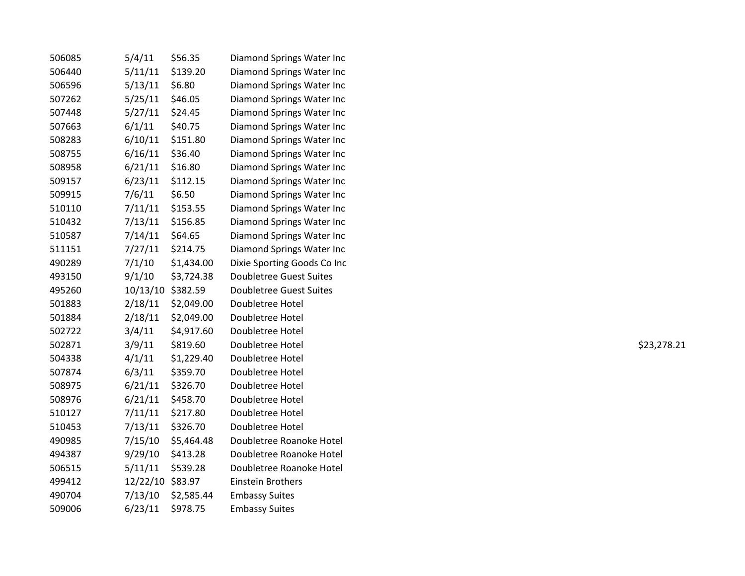| | | | | |
|---|---|---|---|---|
| 506085 | 5/4/11 | $56.35 | Diamond Springs Water Inc | |
| 506440 | 5/11/11 | $139.20 | Diamond Springs Water Inc | |
| 506596 | 5/13/11 | $6.80 | Diamond Springs Water Inc | |
| 507262 | 5/25/11 | $46.05 | Diamond Springs Water Inc | |
| 507448 | 5/27/11 | $24.45 | Diamond Springs Water Inc | |
| 507663 | 6/1/11 | $40.75 | Diamond Springs Water Inc | |
| 508283 | 6/10/11 | $151.80 | Diamond Springs Water Inc | |
| 508755 | 6/16/11 | $36.40 | Diamond Springs Water Inc | |
| 508958 | 6/21/11 | $16.80 | Diamond Springs Water Inc | |
| 509157 | 6/23/11 | $112.15 | Diamond Springs Water Inc | |
| 509915 | 7/6/11 | $6.50 | Diamond Springs Water Inc | |
| 510110 | 7/11/11 | $153.55 | Diamond Springs Water Inc | |
| 510432 | 7/13/11 | $156.85 | Diamond Springs Water Inc | |
| 510587 | 7/14/11 | $64.65 | Diamond Springs Water Inc | |
| 511151 | 7/27/11 | $214.75 | Diamond Springs Water Inc | |
| 490289 | 7/1/10 | $1,434.00 | Dixie Sporting Goods Co Inc | |
| 493150 | 9/1/10 | $3,724.38 | Doubletree Guest Suites | |
| 495260 | 10/13/10 | $382.59 | Doubletree Guest Suites | |
| 501883 | 2/18/11 | $2,049.00 | Doubletree Hotel | |
| 501884 | 2/18/11 | $2,049.00 | Doubletree Hotel | |
| 502722 | 3/4/11 | $4,917.60 | Doubletree Hotel | |
| 502871 | 3/9/11 | $819.60 | Doubletree Hotel | $23,278.21 |
| 504338 | 4/1/11 | $1,229.40 | Doubletree Hotel | |
| 507874 | 6/3/11 | $359.70 | Doubletree Hotel | |
| 508975 | 6/21/11 | $326.70 | Doubletree Hotel | |
| 508976 | 6/21/11 | $458.70 | Doubletree Hotel | |
| 510127 | 7/11/11 | $217.80 | Doubletree Hotel | |
| 510453 | 7/13/11 | $326.70 | Doubletree Hotel | |
| 490985 | 7/15/10 | $5,464.48 | Doubletree Roanoke Hotel | |
| 494387 | 9/29/10 | $413.28 | Doubletree Roanoke Hotel | |
| 506515 | 5/11/11 | $539.28 | Doubletree Roanoke Hotel | |
| 499412 | 12/22/10 | $83.97 | Einstein Brothers | |
| 490704 | 7/13/10 | $2,585.44 | Embassy Suites | |
| 509006 | 6/23/11 | $978.75 | Embassy Suites | |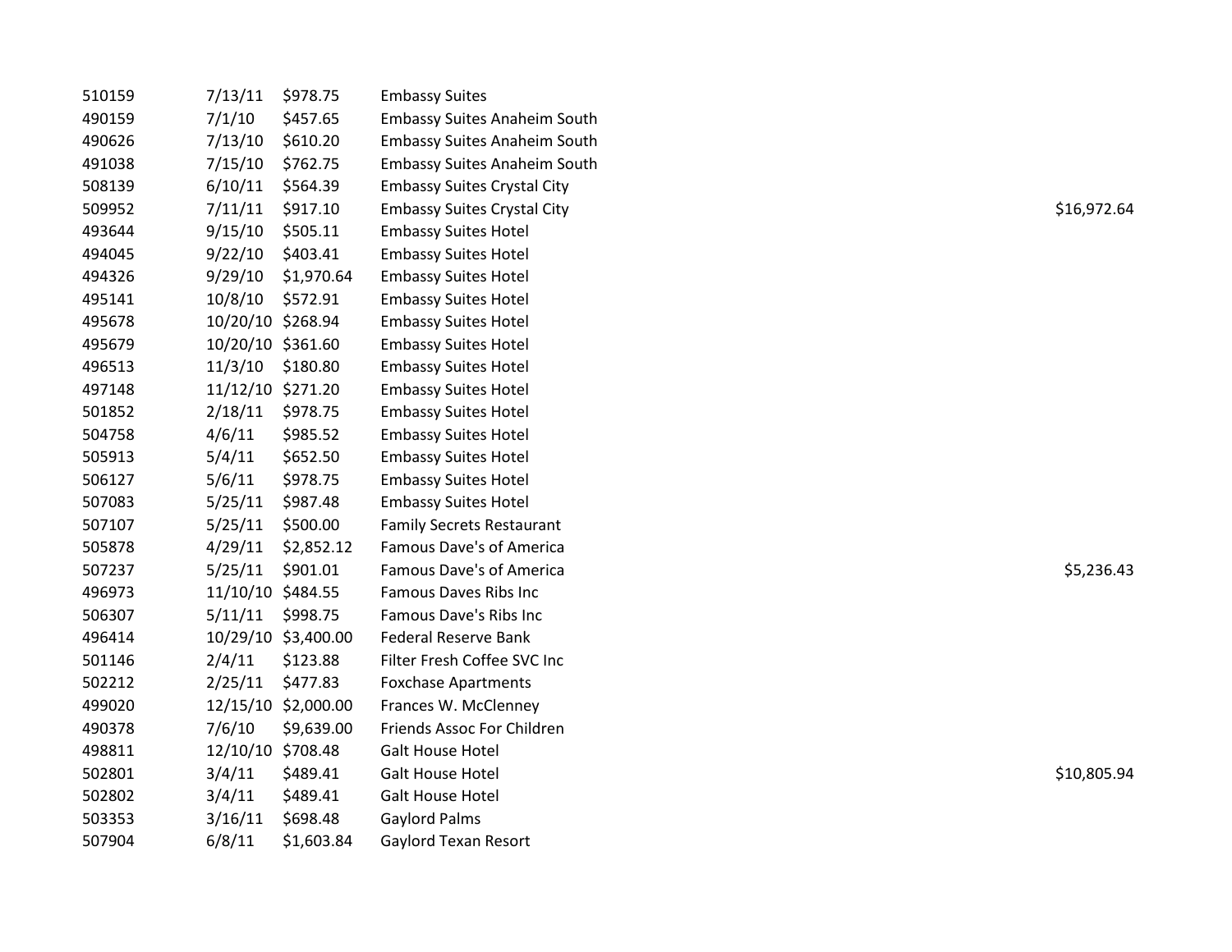| | | | | |
|---|---|---|---|---|
| 510159 | 7/13/11 | $978.75 | Embassy Suites | |
| 490159 | 7/1/10 | $457.65 | Embassy Suites Anaheim South | |
| 490626 | 7/13/10 | $610.20 | Embassy Suites Anaheim South | |
| 491038 | 7/15/10 | $762.75 | Embassy Suites Anaheim South | |
| 508139 | 6/10/11 | $564.39 | Embassy Suites Crystal City | |
| 509952 | 7/11/11 | $917.10 | Embassy Suites Crystal City | $16,972.64 |
| 493644 | 9/15/10 | $505.11 | Embassy Suites Hotel | |
| 494045 | 9/22/10 | $403.41 | Embassy Suites Hotel | |
| 494326 | 9/29/10 | $1,970.64 | Embassy Suites Hotel | |
| 495141 | 10/8/10 | $572.91 | Embassy Suites Hotel | |
| 495678 | 10/20/10 | $268.94 | Embassy Suites Hotel | |
| 495679 | 10/20/10 | $361.60 | Embassy Suites Hotel | |
| 496513 | 11/3/10 | $180.80 | Embassy Suites Hotel | |
| 497148 | 11/12/10 | $271.20 | Embassy Suites Hotel | |
| 501852 | 2/18/11 | $978.75 | Embassy Suites Hotel | |
| 504758 | 4/6/11 | $985.52 | Embassy Suites Hotel | |
| 505913 | 5/4/11 | $652.50 | Embassy Suites Hotel | |
| 506127 | 5/6/11 | $978.75 | Embassy Suites Hotel | |
| 507083 | 5/25/11 | $987.48 | Embassy Suites Hotel | |
| 507107 | 5/25/11 | $500.00 | Family Secrets Restaurant | |
| 505878 | 4/29/11 | $2,852.12 | Famous Dave's of America | |
| 507237 | 5/25/11 | $901.01 | Famous Dave's of America | $5,236.43 |
| 496973 | 11/10/10 | $484.55 | Famous Daves Ribs Inc | |
| 506307 | 5/11/11 | $998.75 | Famous Dave's Ribs Inc | |
| 496414 | 10/29/10 | $3,400.00 | Federal Reserve Bank | |
| 501146 | 2/4/11 | $123.88 | Filter Fresh Coffee SVC Inc | |
| 502212 | 2/25/11 | $477.83 | Foxchase Apartments | |
| 499020 | 12/15/10 | $2,000.00 | Frances W. McClenney | |
| 490378 | 7/6/10 | $9,639.00 | Friends Assoc For Children | |
| 498811 | 12/10/10 | $708.48 | Galt House Hotel | |
| 502801 | 3/4/11 | $489.41 | Galt House Hotel | $10,805.94 |
| 502802 | 3/4/11 | $489.41 | Galt House Hotel | |
| 503353 | 3/16/11 | $698.48 | Gaylord Palms | |
| 507904 | 6/8/11 | $1,603.84 | Gaylord Texan Resort | |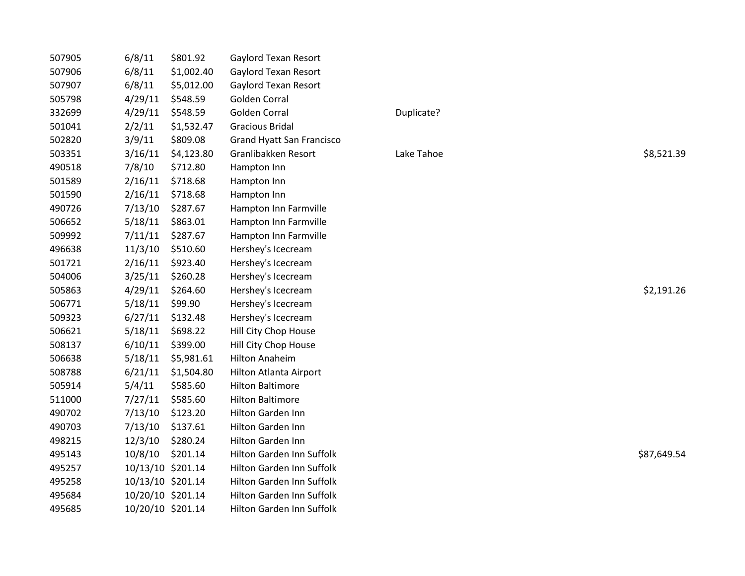| | | | | | |
|---|---|---|---|---|---|
| 507905 | 6/8/11 | $801.92 | Gaylord Texan Resort | | |
| 507906 | 6/8/11 | $1,002.40 | Gaylord Texan Resort | | |
| 507907 | 6/8/11 | $5,012.00 | Gaylord Texan Resort | | |
| 505798 | 4/29/11 | $548.59 | Golden Corral | | |
| 332699 | 4/29/11 | $548.59 | Golden Corral | Duplicate? | |
| 501041 | 2/2/11 | $1,532.47 | Gracious Bridal | | |
| 502820 | 3/9/11 | $809.08 | Grand Hyatt San Francisco | | |
| 503351 | 3/16/11 | $4,123.80 | Granlibakken Resort | Lake Tahoe | $8,521.39 |
| 490518 | 7/8/10 | $712.80 | Hampton Inn | | |
| 501589 | 2/16/11 | $718.68 | Hampton Inn | | |
| 501590 | 2/16/11 | $718.68 | Hampton Inn | | |
| 490726 | 7/13/10 | $287.67 | Hampton Inn Farmville | | |
| 506652 | 5/18/11 | $863.01 | Hampton Inn Farmville | | |
| 509992 | 7/11/11 | $287.67 | Hampton Inn Farmville | | |
| 496638 | 11/3/10 | $510.60 | Hershey's Icecream | | |
| 501721 | 2/16/11 | $923.40 | Hershey's Icecream | | |
| 504006 | 3/25/11 | $260.28 | Hershey's Icecream | | |
| 505863 | 4/29/11 | $264.60 | Hershey's Icecream | | $2,191.26 |
| 506771 | 5/18/11 | $99.90 | Hershey's Icecream | | |
| 509323 | 6/27/11 | $132.48 | Hershey's Icecream | | |
| 506621 | 5/18/11 | $698.22 | Hill City Chop House | | |
| 508137 | 6/10/11 | $399.00 | Hill City Chop House | | |
| 506638 | 5/18/11 | $5,981.61 | Hilton Anaheim | | |
| 508788 | 6/21/11 | $1,504.80 | Hilton Atlanta Airport | | |
| 505914 | 5/4/11 | $585.60 | Hilton Baltimore | | |
| 511000 | 7/27/11 | $585.60 | Hilton Baltimore | | |
| 490702 | 7/13/10 | $123.20 | Hilton Garden Inn | | |
| 490703 | 7/13/10 | $137.61 | Hilton Garden Inn | | |
| 498215 | 12/3/10 | $280.24 | Hilton Garden Inn | | |
| 495143 | 10/8/10 | $201.14 | Hilton Garden Inn Suffolk | | $87,649.54 |
| 495257 | 10/13/10 | $201.14 | Hilton Garden Inn Suffolk | | |
| 495258 | 10/13/10 | $201.14 | Hilton Garden Inn Suffolk | | |
| 495684 | 10/20/10 | $201.14 | Hilton Garden Inn Suffolk | | |
| 495685 | 10/20/10 | $201.14 | Hilton Garden Inn Suffolk | | |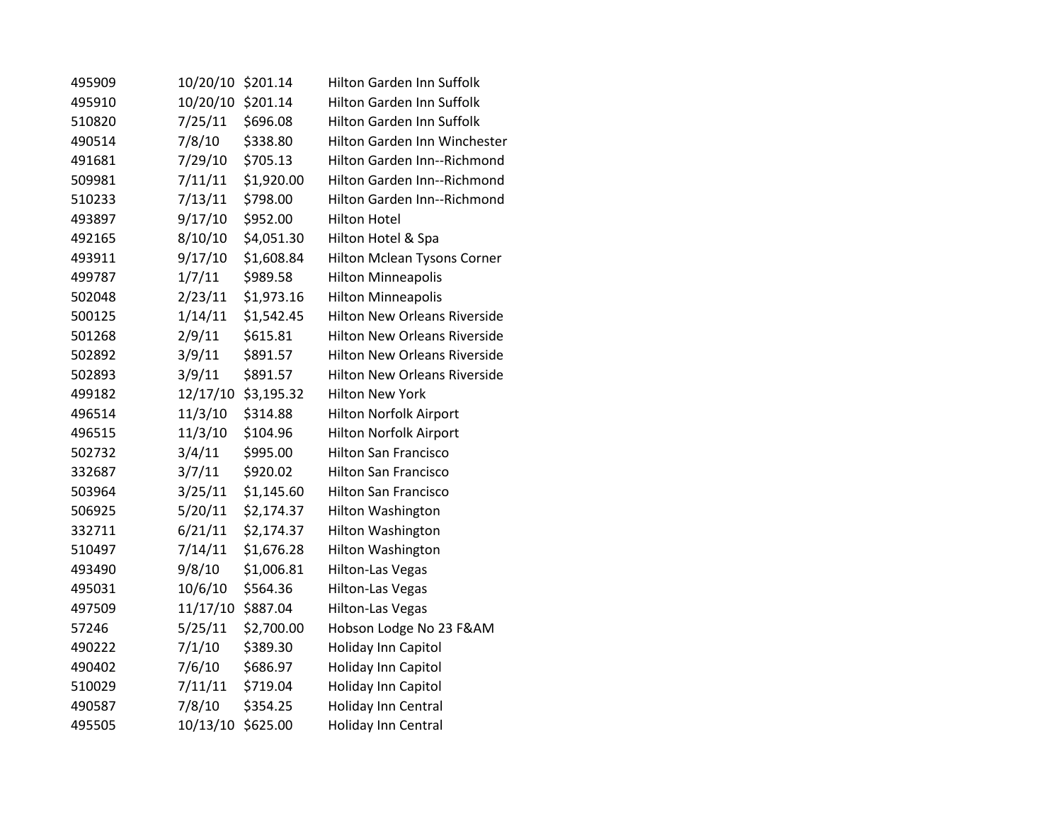| | | | |
|---|---|---|---|
| 495909 | 10/20/10 | $201.14 | Hilton Garden Inn Suffolk |
| 495910 | 10/20/10 | $201.14 | Hilton Garden Inn Suffolk |
| 510820 | 7/25/11 | $696.08 | Hilton Garden Inn Suffolk |
| 490514 | 7/8/10 | $338.80 | Hilton Garden Inn Winchester |
| 491681 | 7/29/10 | $705.13 | Hilton Garden Inn--Richmond |
| 509981 | 7/11/11 | $1,920.00 | Hilton Garden Inn--Richmond |
| 510233 | 7/13/11 | $798.00 | Hilton Garden Inn--Richmond |
| 493897 | 9/17/10 | $952.00 | Hilton Hotel |
| 492165 | 8/10/10 | $4,051.30 | Hilton Hotel & Spa |
| 493911 | 9/17/10 | $1,608.84 | Hilton Mclean Tysons Corner |
| 499787 | 1/7/11 | $989.58 | Hilton Minneapolis |
| 502048 | 2/23/11 | $1,973.16 | Hilton Minneapolis |
| 500125 | 1/14/11 | $1,542.45 | Hilton New Orleans Riverside |
| 501268 | 2/9/11 | $615.81 | Hilton New Orleans Riverside |
| 502892 | 3/9/11 | $891.57 | Hilton New Orleans Riverside |
| 502893 | 3/9/11 | $891.57 | Hilton New Orleans Riverside |
| 499182 | 12/17/10 | $3,195.32 | Hilton New York |
| 496514 | 11/3/10 | $314.88 | Hilton Norfolk Airport |
| 496515 | 11/3/10 | $104.96 | Hilton Norfolk Airport |
| 502732 | 3/4/11 | $995.00 | Hilton San Francisco |
| 332687 | 3/7/11 | $920.02 | Hilton San Francisco |
| 503964 | 3/25/11 | $1,145.60 | Hilton San Francisco |
| 506925 | 5/20/11 | $2,174.37 | Hilton Washington |
| 332711 | 6/21/11 | $2,174.37 | Hilton Washington |
| 510497 | 7/14/11 | $1,676.28 | Hilton Washington |
| 493490 | 9/8/10 | $1,006.81 | Hilton-Las Vegas |
| 495031 | 10/6/10 | $564.36 | Hilton-Las Vegas |
| 497509 | 11/17/10 | $887.04 | Hilton-Las Vegas |
| 57246 | 5/25/11 | $2,700.00 | Hobson Lodge No 23 F&AM |
| 490222 | 7/1/10 | $389.30 | Holiday Inn Capitol |
| 490402 | 7/6/10 | $686.97 | Holiday Inn Capitol |
| 510029 | 7/11/11 | $719.04 | Holiday Inn Capitol |
| 490587 | 7/8/10 | $354.25 | Holiday Inn Central |
| 495505 | 10/13/10 | $625.00 | Holiday Inn Central |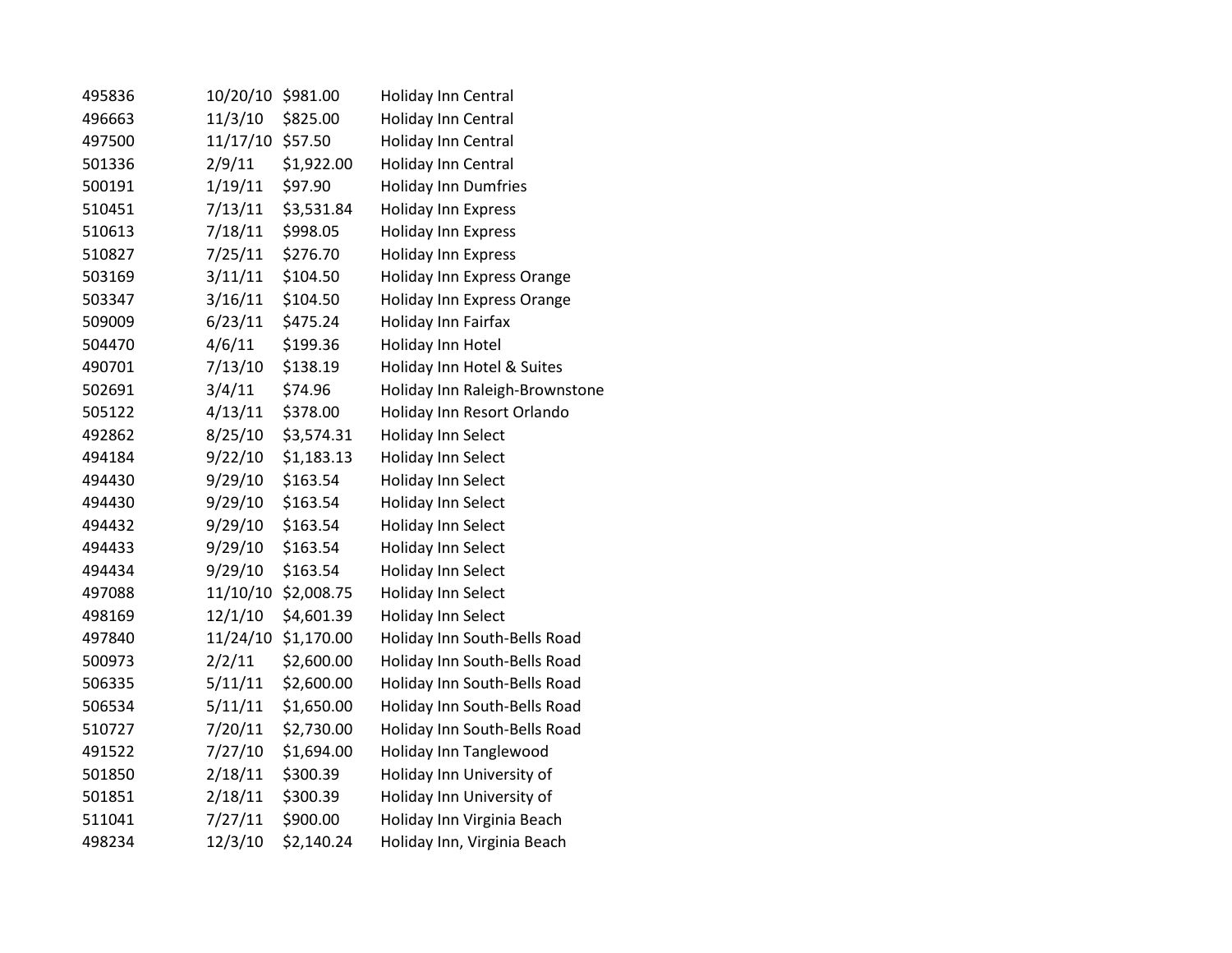| | | | |
|---|---|---|---|
| 495836 | 10/20/10 | $981.00 | Holiday Inn Central |
| 496663 | 11/3/10 | $825.00 | Holiday Inn Central |
| 497500 | 11/17/10 | $57.50 | Holiday Inn Central |
| 501336 | 2/9/11 | $1,922.00 | Holiday Inn Central |
| 500191 | 1/19/11 | $97.90 | Holiday Inn Dumfries |
| 510451 | 7/13/11 | $3,531.84 | Holiday Inn Express |
| 510613 | 7/18/11 | $998.05 | Holiday Inn Express |
| 510827 | 7/25/11 | $276.70 | Holiday Inn Express |
| 503169 | 3/11/11 | $104.50 | Holiday Inn Express Orange |
| 503347 | 3/16/11 | $104.50 | Holiday Inn Express Orange |
| 509009 | 6/23/11 | $475.24 | Holiday Inn Fairfax |
| 504470 | 4/6/11 | $199.36 | Holiday Inn Hotel |
| 490701 | 7/13/10 | $138.19 | Holiday Inn Hotel & Suites |
| 502691 | 3/4/11 | $74.96 | Holiday Inn Raleigh-Brownstone |
| 505122 | 4/13/11 | $378.00 | Holiday Inn Resort Orlando |
| 492862 | 8/25/10 | $3,574.31 | Holiday Inn Select |
| 494184 | 9/22/10 | $1,183.13 | Holiday Inn Select |
| 494430 | 9/29/10 | $163.54 | Holiday Inn Select |
| 494430 | 9/29/10 | $163.54 | Holiday Inn Select |
| 494432 | 9/29/10 | $163.54 | Holiday Inn Select |
| 494433 | 9/29/10 | $163.54 | Holiday Inn Select |
| 494434 | 9/29/10 | $163.54 | Holiday Inn Select |
| 497088 | 11/10/10 | $2,008.75 | Holiday Inn Select |
| 498169 | 12/1/10 | $4,601.39 | Holiday Inn Select |
| 497840 | 11/24/10 | $1,170.00 | Holiday Inn South-Bells Road |
| 500973 | 2/2/11 | $2,600.00 | Holiday Inn South-Bells Road |
| 506335 | 5/11/11 | $2,600.00 | Holiday Inn South-Bells Road |
| 506534 | 5/11/11 | $1,650.00 | Holiday Inn South-Bells Road |
| 510727 | 7/20/11 | $2,730.00 | Holiday Inn South-Bells Road |
| 491522 | 7/27/10 | $1,694.00 | Holiday Inn Tanglewood |
| 501850 | 2/18/11 | $300.39 | Holiday Inn University of |
| 501851 | 2/18/11 | $300.39 | Holiday Inn University of |
| 511041 | 7/27/11 | $900.00 | Holiday Inn Virginia Beach |
| 498234 | 12/3/10 | $2,140.24 | Holiday Inn, Virginia Beach |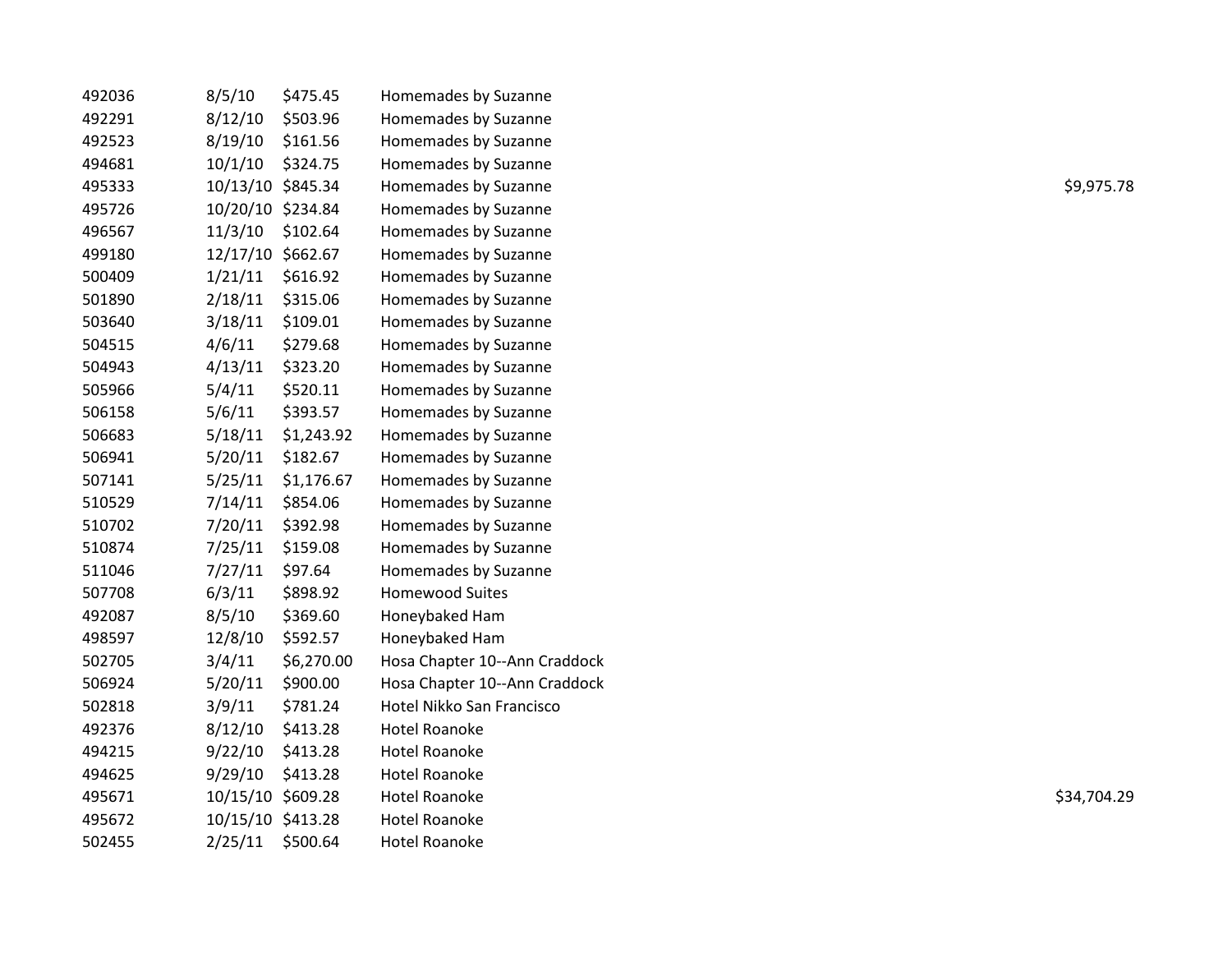| | | | | |
|---|---|---|---|---|
| 492036 | 8/5/10 | $475.45 | Homemades by Suzanne | |
| 492291 | 8/12/10 | $503.96 | Homemades by Suzanne | |
| 492523 | 8/19/10 | $161.56 | Homemades by Suzanne | |
| 494681 | 10/1/10 | $324.75 | Homemades by Suzanne | |
| 495333 | 10/13/10 | $845.34 | Homemades by Suzanne | $9,975.78 |
| 495726 | 10/20/10 | $234.84 | Homemades by Suzanne | |
| 496567 | 11/3/10 | $102.64 | Homemades by Suzanne | |
| 499180 | 12/17/10 | $662.67 | Homemades by Suzanne | |
| 500409 | 1/21/11 | $616.92 | Homemades by Suzanne | |
| 501890 | 2/18/11 | $315.06 | Homemades by Suzanne | |
| 503640 | 3/18/11 | $109.01 | Homemades by Suzanne | |
| 504515 | 4/6/11 | $279.68 | Homemades by Suzanne | |
| 504943 | 4/13/11 | $323.20 | Homemades by Suzanne | |
| 505966 | 5/4/11 | $520.11 | Homemades by Suzanne | |
| 506158 | 5/6/11 | $393.57 | Homemades by Suzanne | |
| 506683 | 5/18/11 | $1,243.92 | Homemades by Suzanne | |
| 506941 | 5/20/11 | $182.67 | Homemades by Suzanne | |
| 507141 | 5/25/11 | $1,176.67 | Homemades by Suzanne | |
| 510529 | 7/14/11 | $854.06 | Homemades by Suzanne | |
| 510702 | 7/20/11 | $392.98 | Homemades by Suzanne | |
| 510874 | 7/25/11 | $159.08 | Homemades by Suzanne | |
| 511046 | 7/27/11 | $97.64 | Homemades by Suzanne | |
| 507708 | 6/3/11 | $898.92 | Homewood Suites | |
| 492087 | 8/5/10 | $369.60 | Honeybaked Ham | |
| 498597 | 12/8/10 | $592.57 | Honeybaked Ham | |
| 502705 | 3/4/11 | $6,270.00 | Hosa Chapter 10--Ann Craddock | |
| 506924 | 5/20/11 | $900.00 | Hosa Chapter 10--Ann Craddock | |
| 502818 | 3/9/11 | $781.24 | Hotel Nikko San Francisco | |
| 492376 | 8/12/10 | $413.28 | Hotel Roanoke | |
| 494215 | 9/22/10 | $413.28 | Hotel Roanoke | |
| 494625 | 9/29/10 | $413.28 | Hotel Roanoke | |
| 495671 | 10/15/10 | $609.28 | Hotel Roanoke | $34,704.29 |
| 495672 | 10/15/10 | $413.28 | Hotel Roanoke | |
| 502455 | 2/25/11 | $500.64 | Hotel Roanoke | |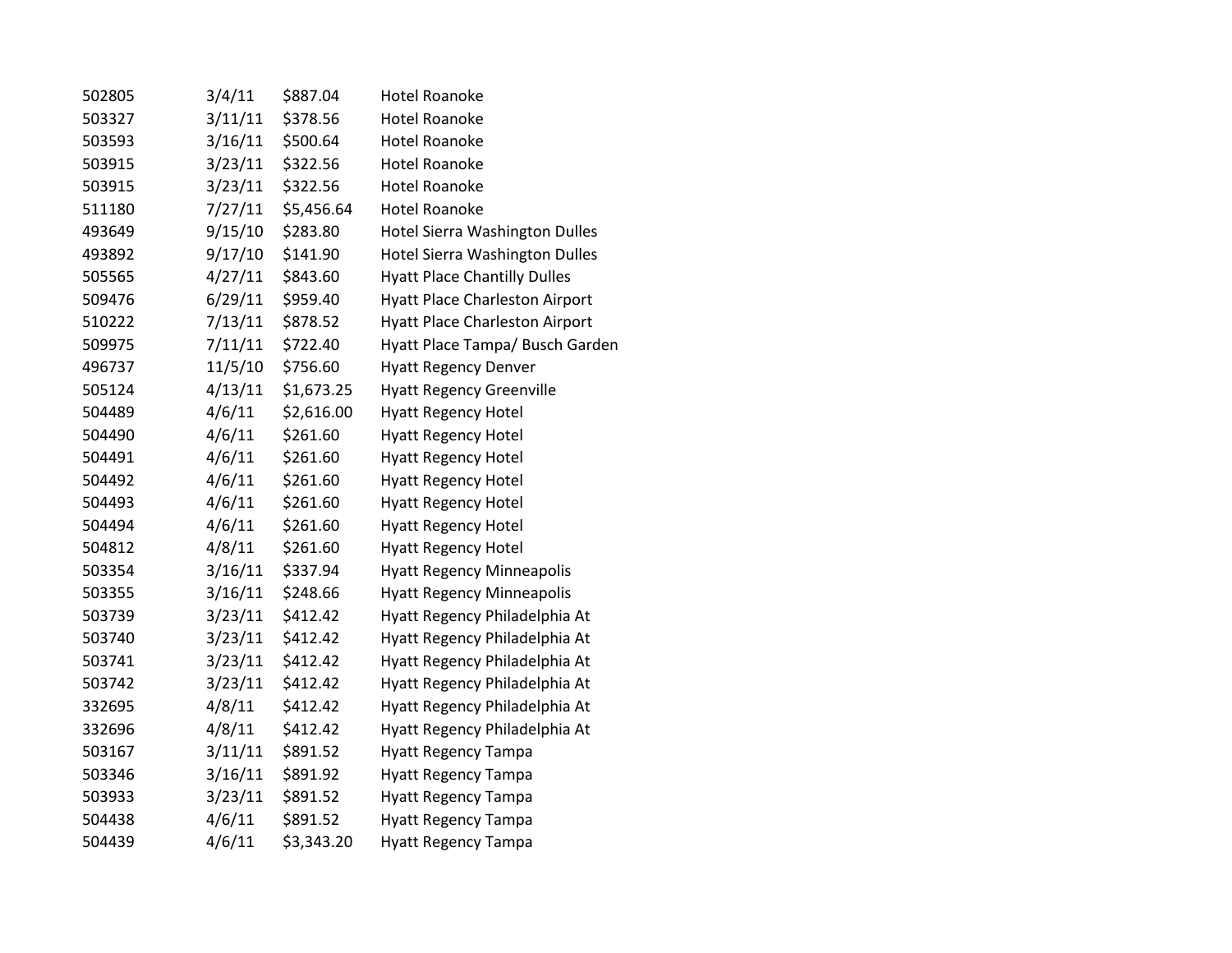| | | | |
|---|---|---|---|
| 502805 | 3/4/11 | $887.04 | Hotel Roanoke |
| 503327 | 3/11/11 | $378.56 | Hotel Roanoke |
| 503593 | 3/16/11 | $500.64 | Hotel Roanoke |
| 503915 | 3/23/11 | $322.56 | Hotel Roanoke |
| 503915 | 3/23/11 | $322.56 | Hotel Roanoke |
| 511180 | 7/27/11 | $5,456.64 | Hotel Roanoke |
| 493649 | 9/15/10 | $283.80 | Hotel Sierra Washington Dulles |
| 493892 | 9/17/10 | $141.90 | Hotel Sierra Washington Dulles |
| 505565 | 4/27/11 | $843.60 | Hyatt Place Chantilly Dulles |
| 509476 | 6/29/11 | $959.40 | Hyatt Place Charleston Airport |
| 510222 | 7/13/11 | $878.52 | Hyatt Place Charleston Airport |
| 509975 | 7/11/11 | $722.40 | Hyatt Place Tampa/ Busch Garden |
| 496737 | 11/5/10 | $756.60 | Hyatt Regency Denver |
| 505124 | 4/13/11 | $1,673.25 | Hyatt Regency Greenville |
| 504489 | 4/6/11 | $2,616.00 | Hyatt Regency Hotel |
| 504490 | 4/6/11 | $261.60 | Hyatt Regency Hotel |
| 504491 | 4/6/11 | $261.60 | Hyatt Regency Hotel |
| 504492 | 4/6/11 | $261.60 | Hyatt Regency Hotel |
| 504493 | 4/6/11 | $261.60 | Hyatt Regency Hotel |
| 504494 | 4/6/11 | $261.60 | Hyatt Regency Hotel |
| 504812 | 4/8/11 | $261.60 | Hyatt Regency Hotel |
| 503354 | 3/16/11 | $337.94 | Hyatt Regency Minneapolis |
| 503355 | 3/16/11 | $248.66 | Hyatt Regency Minneapolis |
| 503739 | 3/23/11 | $412.42 | Hyatt Regency Philadelphia At |
| 503740 | 3/23/11 | $412.42 | Hyatt Regency Philadelphia At |
| 503741 | 3/23/11 | $412.42 | Hyatt Regency Philadelphia At |
| 503742 | 3/23/11 | $412.42 | Hyatt Regency Philadelphia At |
| 332695 | 4/8/11 | $412.42 | Hyatt Regency Philadelphia At |
| 332696 | 4/8/11 | $412.42 | Hyatt Regency Philadelphia At |
| 503167 | 3/11/11 | $891.52 | Hyatt Regency Tampa |
| 503346 | 3/16/11 | $891.92 | Hyatt Regency Tampa |
| 503933 | 3/23/11 | $891.52 | Hyatt Regency Tampa |
| 504438 | 4/6/11 | $891.52 | Hyatt Regency Tampa |
| 504439 | 4/6/11 | $3,343.20 | Hyatt Regency Tampa |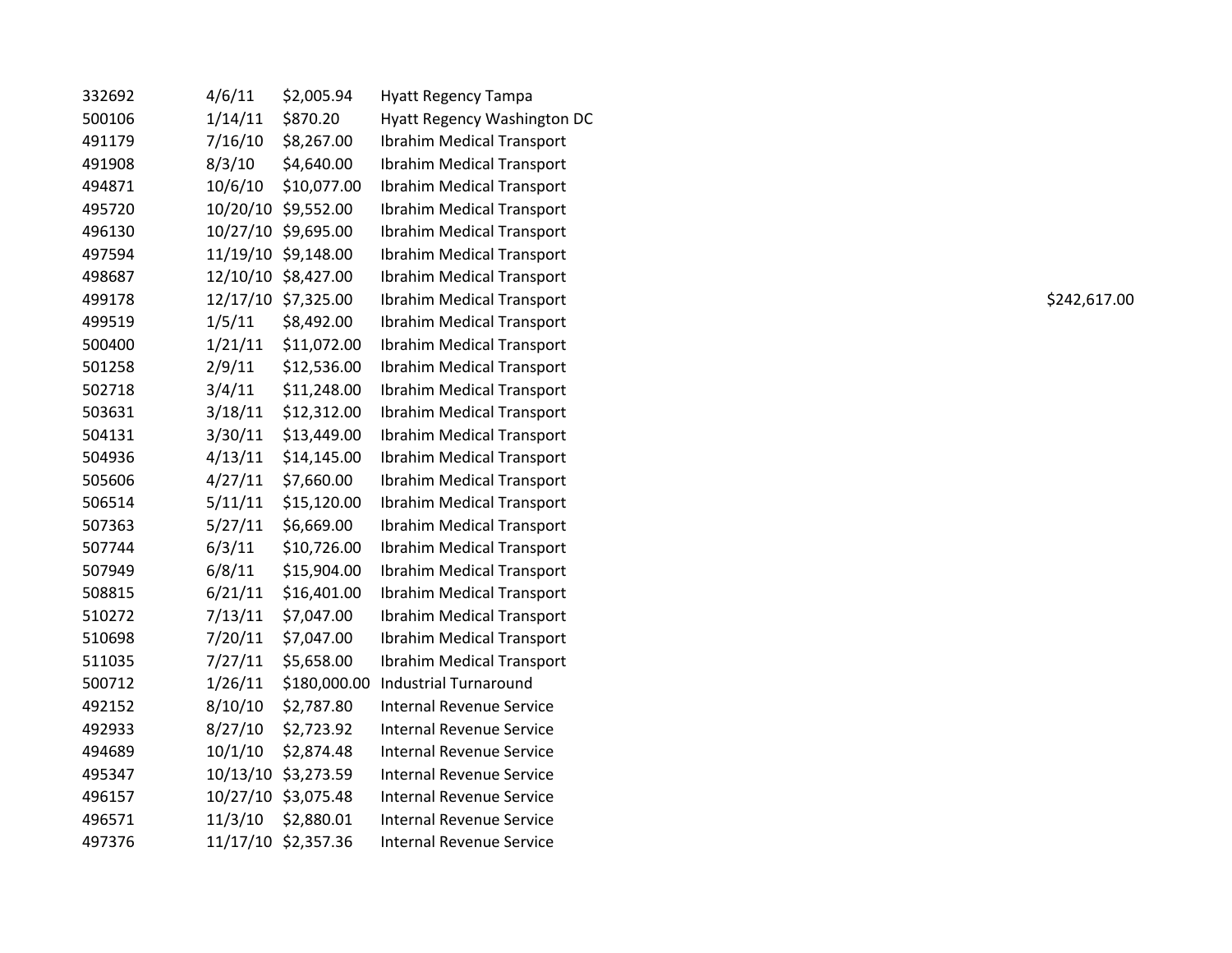| | | | | |
|---|---|---|---|---|
| 332692 | 4/6/11 | $2,005.94 | Hyatt Regency Tampa | |
| 500106 | 1/14/11 | $870.20 | Hyatt Regency Washington DC | |
| 491179 | 7/16/10 | $8,267.00 | Ibrahim Medical Transport | |
| 491908 | 8/3/10 | $4,640.00 | Ibrahim Medical Transport | |
| 494871 | 10/6/10 | $10,077.00 | Ibrahim Medical Transport | |
| 495720 | 10/20/10 | $9,552.00 | Ibrahim Medical Transport | |
| 496130 | 10/27/10 | $9,695.00 | Ibrahim Medical Transport | |
| 497594 | 11/19/10 | $9,148.00 | Ibrahim Medical Transport | |
| 498687 | 12/10/10 | $8,427.00 | Ibrahim Medical Transport | |
| 499178 | 12/17/10 | $7,325.00 | Ibrahim Medical Transport | $242,617.00 |
| 499519 | 1/5/11 | $8,492.00 | Ibrahim Medical Transport | |
| 500400 | 1/21/11 | $11,072.00 | Ibrahim Medical Transport | |
| 501258 | 2/9/11 | $12,536.00 | Ibrahim Medical Transport | |
| 502718 | 3/4/11 | $11,248.00 | Ibrahim Medical Transport | |
| 503631 | 3/18/11 | $12,312.00 | Ibrahim Medical Transport | |
| 504131 | 3/30/11 | $13,449.00 | Ibrahim Medical Transport | |
| 504936 | 4/13/11 | $14,145.00 | Ibrahim Medical Transport | |
| 505606 | 4/27/11 | $7,660.00 | Ibrahim Medical Transport | |
| 506514 | 5/11/11 | $15,120.00 | Ibrahim Medical Transport | |
| 507363 | 5/27/11 | $6,669.00 | Ibrahim Medical Transport | |
| 507744 | 6/3/11 | $10,726.00 | Ibrahim Medical Transport | |
| 507949 | 6/8/11 | $15,904.00 | Ibrahim Medical Transport | |
| 508815 | 6/21/11 | $16,401.00 | Ibrahim Medical Transport | |
| 510272 | 7/13/11 | $7,047.00 | Ibrahim Medical Transport | |
| 510698 | 7/20/11 | $7,047.00 | Ibrahim Medical Transport | |
| 511035 | 7/27/11 | $5,658.00 | Ibrahim Medical Transport | |
| 500712 | 1/26/11 | $180,000.00 | Industrial Turnaround | |
| 492152 | 8/10/10 | $2,787.80 | Internal Revenue Service | |
| 492933 | 8/27/10 | $2,723.92 | Internal Revenue Service | |
| 494689 | 10/1/10 | $2,874.48 | Internal Revenue Service | |
| 495347 | 10/13/10 | $3,273.59 | Internal Revenue Service | |
| 496157 | 10/27/10 | $3,075.48 | Internal Revenue Service | |
| 496571 | 11/3/10 | $2,880.01 | Internal Revenue Service | |
| 497376 | 11/17/10 | $2,357.36 | Internal Revenue Service | |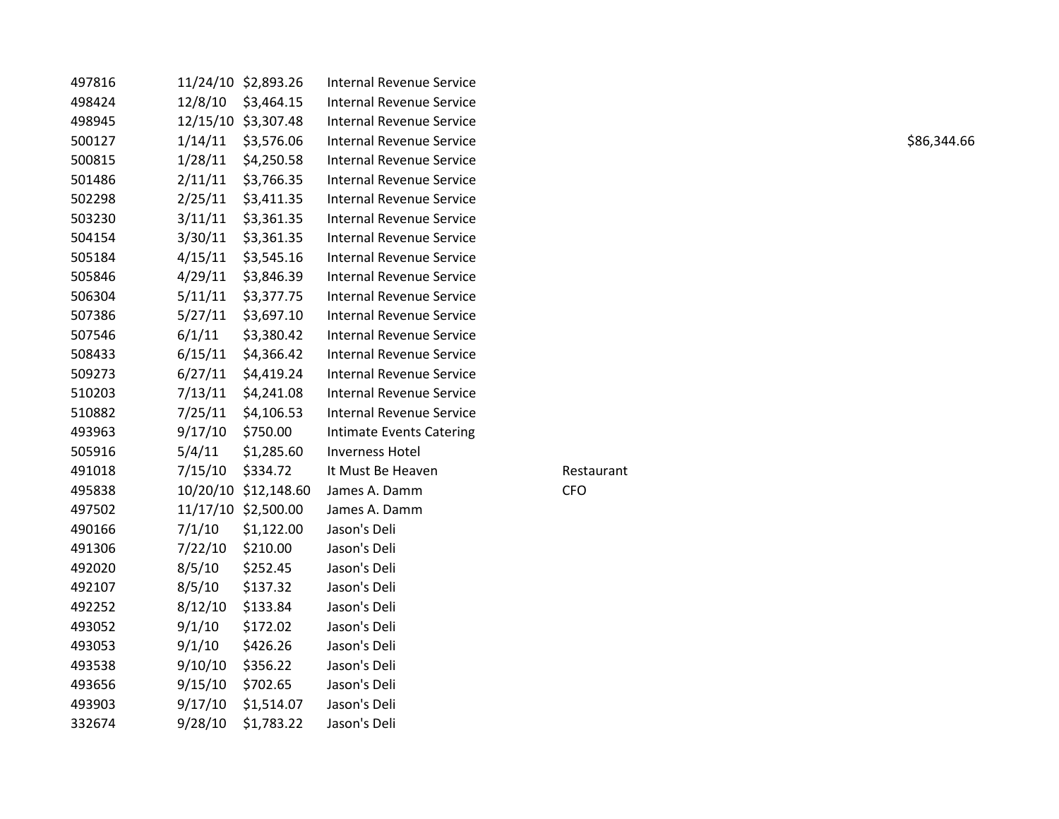| | | | | | |
|---|---|---|---|---|---|
| 497816 | 11/24/10 | $2,893.26 | Internal Revenue Service | | |
| 498424 | 12/8/10 | $3,464.15 | Internal Revenue Service | | |
| 498945 | 12/15/10 | $3,307.48 | Internal Revenue Service | | |
| 500127 | 1/14/11 | $3,576.06 | Internal Revenue Service | | $86,344.66 |
| 500815 | 1/28/11 | $4,250.58 | Internal Revenue Service | | |
| 501486 | 2/11/11 | $3,766.35 | Internal Revenue Service | | |
| 502298 | 2/25/11 | $3,411.35 | Internal Revenue Service | | |
| 503230 | 3/11/11 | $3,361.35 | Internal Revenue Service | | |
| 504154 | 3/30/11 | $3,361.35 | Internal Revenue Service | | |
| 505184 | 4/15/11 | $3,545.16 | Internal Revenue Service | | |
| 505846 | 4/29/11 | $3,846.39 | Internal Revenue Service | | |
| 506304 | 5/11/11 | $3,377.75 | Internal Revenue Service | | |
| 507386 | 5/27/11 | $3,697.10 | Internal Revenue Service | | |
| 507546 | 6/1/11 | $3,380.42 | Internal Revenue Service | | |
| 508433 | 6/15/11 | $4,366.42 | Internal Revenue Service | | |
| 509273 | 6/27/11 | $4,419.24 | Internal Revenue Service | | |
| 510203 | 7/13/11 | $4,241.08 | Internal Revenue Service | | |
| 510882 | 7/25/11 | $4,106.53 | Internal Revenue Service | | |
| 493963 | 9/17/10 | $750.00 | Intimate Events Catering | | |
| 505916 | 5/4/11 | $1,285.60 | Inverness Hotel | | |
| 491018 | 7/15/10 | $334.72 | It Must Be Heaven | Restaurant | |
| 495838 | 10/20/10 | $12,148.60 | James A. Damm | CFO | |
| 497502 | 11/17/10 | $2,500.00 | James A. Damm | | |
| 490166 | 7/1/10 | $1,122.00 | Jason's Deli | | |
| 491306 | 7/22/10 | $210.00 | Jason's Deli | | |
| 492020 | 8/5/10 | $252.45 | Jason's Deli | | |
| 492107 | 8/5/10 | $137.32 | Jason's Deli | | |
| 492252 | 8/12/10 | $133.84 | Jason's Deli | | |
| 493052 | 9/1/10 | $172.02 | Jason's Deli | | |
| 493053 | 9/1/10 | $426.26 | Jason's Deli | | |
| 493538 | 9/10/10 | $356.22 | Jason's Deli | | |
| 493656 | 9/15/10 | $702.65 | Jason's Deli | | |
| 493903 | 9/17/10 | $1,514.07 | Jason's Deli | | |
| 332674 | 9/28/10 | $1,783.22 | Jason's Deli | | |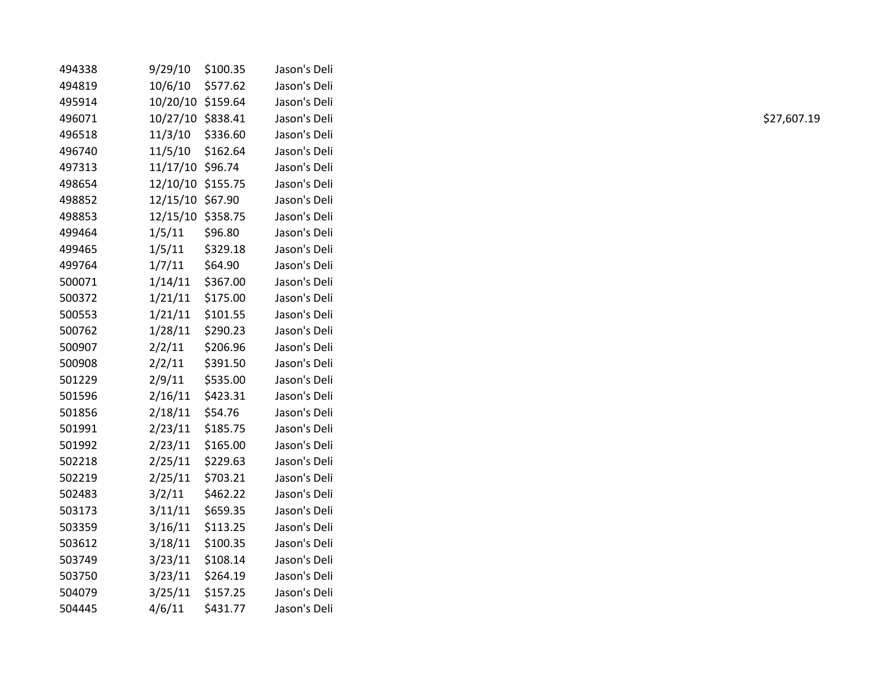| | | | | |
|---|---|---|---|---|
| 494338 | 9/29/10 | $100.35 | Jason's Deli | |
| 494819 | 10/6/10 | $577.62 | Jason's Deli | |
| 495914 | 10/20/10 | $159.64 | Jason's Deli | |
| 496071 | 10/27/10 | $838.41 | Jason's Deli | $27,607.19 |
| 496518 | 11/3/10 | $336.60 | Jason's Deli | |
| 496740 | 11/5/10 | $162.64 | Jason's Deli | |
| 497313 | 11/17/10 | $96.74 | Jason's Deli | |
| 498654 | 12/10/10 | $155.75 | Jason's Deli | |
| 498852 | 12/15/10 | $67.90 | Jason's Deli | |
| 498853 | 12/15/10 | $358.75 | Jason's Deli | |
| 499464 | 1/5/11 | $96.80 | Jason's Deli | |
| 499465 | 1/5/11 | $329.18 | Jason's Deli | |
| 499764 | 1/7/11 | $64.90 | Jason's Deli | |
| 500071 | 1/14/11 | $367.00 | Jason's Deli | |
| 500372 | 1/21/11 | $175.00 | Jason's Deli | |
| 500553 | 1/21/11 | $101.55 | Jason's Deli | |
| 500762 | 1/28/11 | $290.23 | Jason's Deli | |
| 500907 | 2/2/11 | $206.96 | Jason's Deli | |
| 500908 | 2/2/11 | $391.50 | Jason's Deli | |
| 501229 | 2/9/11 | $535.00 | Jason's Deli | |
| 501596 | 2/16/11 | $423.31 | Jason's Deli | |
| 501856 | 2/18/11 | $54.76 | Jason's Deli | |
| 501991 | 2/23/11 | $185.75 | Jason's Deli | |
| 501992 | 2/23/11 | $165.00 | Jason's Deli | |
| 502218 | 2/25/11 | $229.63 | Jason's Deli | |
| 502219 | 2/25/11 | $703.21 | Jason's Deli | |
| 502483 | 3/2/11 | $462.22 | Jason's Deli | |
| 503173 | 3/11/11 | $659.35 | Jason's Deli | |
| 503359 | 3/16/11 | $113.25 | Jason's Deli | |
| 503612 | 3/18/11 | $100.35 | Jason's Deli | |
| 503749 | 3/23/11 | $108.14 | Jason's Deli | |
| 503750 | 3/23/11 | $264.19 | Jason's Deli | |
| 504079 | 3/25/11 | $157.25 | Jason's Deli | |
| 504445 | 4/6/11 | $431.77 | Jason's Deli | |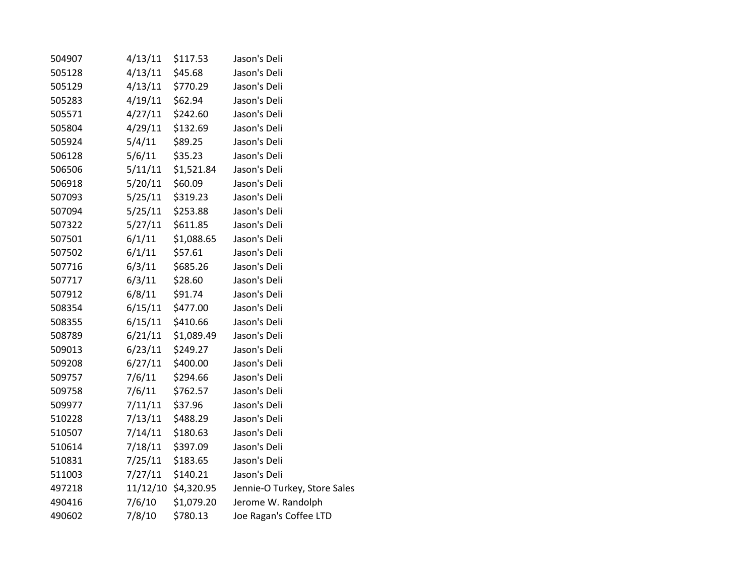| | | | |
|---|---|---|---|
| 504907 | 4/13/11 | $117.53 | Jason's Deli |
| 505128 | 4/13/11 | $45.68 | Jason's Deli |
| 505129 | 4/13/11 | $770.29 | Jason's Deli |
| 505283 | 4/19/11 | $62.94 | Jason's Deli |
| 505571 | 4/27/11 | $242.60 | Jason's Deli |
| 505804 | 4/29/11 | $132.69 | Jason's Deli |
| 505924 | 5/4/11 | $89.25 | Jason's Deli |
| 506128 | 5/6/11 | $35.23 | Jason's Deli |
| 506506 | 5/11/11 | $1,521.84 | Jason's Deli |
| 506918 | 5/20/11 | $60.09 | Jason's Deli |
| 507093 | 5/25/11 | $319.23 | Jason's Deli |
| 507094 | 5/25/11 | $253.88 | Jason's Deli |
| 507322 | 5/27/11 | $611.85 | Jason's Deli |
| 507501 | 6/1/11 | $1,088.65 | Jason's Deli |
| 507502 | 6/1/11 | $57.61 | Jason's Deli |
| 507716 | 6/3/11 | $685.26 | Jason's Deli |
| 507717 | 6/3/11 | $28.60 | Jason's Deli |
| 507912 | 6/8/11 | $91.74 | Jason's Deli |
| 508354 | 6/15/11 | $477.00 | Jason's Deli |
| 508355 | 6/15/11 | $410.66 | Jason's Deli |
| 508789 | 6/21/11 | $1,089.49 | Jason's Deli |
| 509013 | 6/23/11 | $249.27 | Jason's Deli |
| 509208 | 6/27/11 | $400.00 | Jason's Deli |
| 509757 | 7/6/11 | $294.66 | Jason's Deli |
| 509758 | 7/6/11 | $762.57 | Jason's Deli |
| 509977 | 7/11/11 | $37.96 | Jason's Deli |
| 510228 | 7/13/11 | $488.29 | Jason's Deli |
| 510507 | 7/14/11 | $180.63 | Jason's Deli |
| 510614 | 7/18/11 | $397.09 | Jason's Deli |
| 510831 | 7/25/11 | $183.65 | Jason's Deli |
| 511003 | 7/27/11 | $140.21 | Jason's Deli |
| 497218 | 11/12/10 | $4,320.95 | Jennie-O Turkey, Store Sales |
| 490416 | 7/6/10 | $1,079.20 | Jerome W. Randolph |
| 490602 | 7/8/10 | $780.13 | Joe Ragan's Coffee LTD |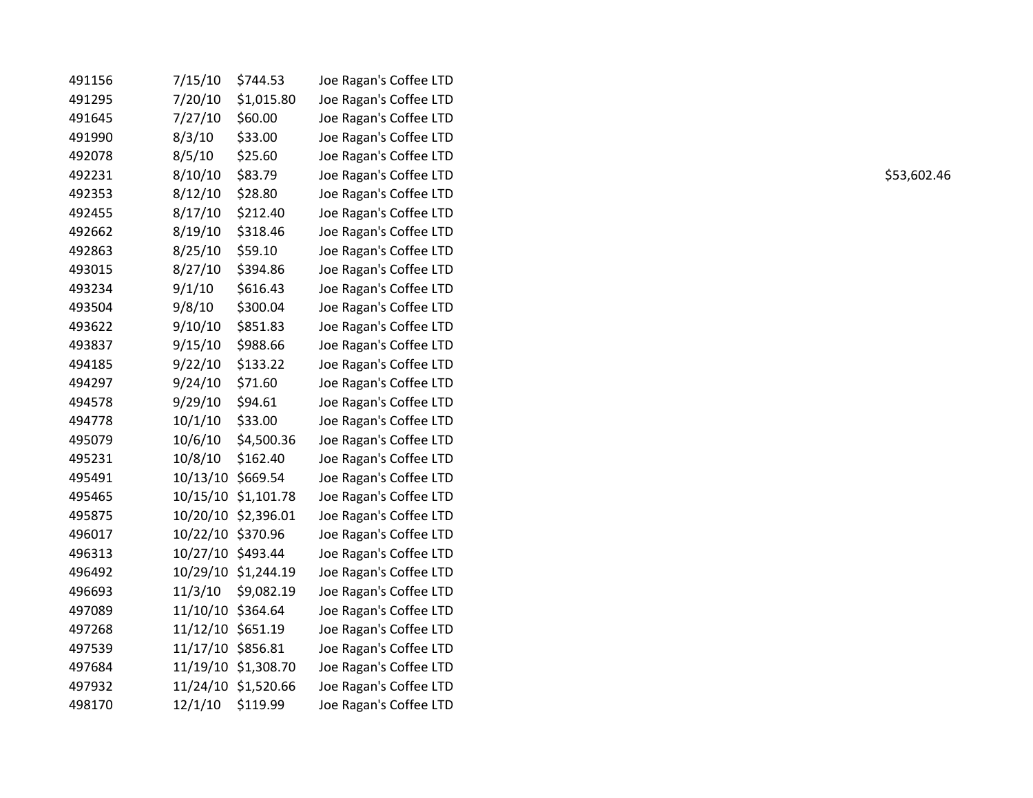| | | | | |
|---|---|---|---|---|
| 491156 | 7/15/10 | $744.53 | Joe Ragan's Coffee LTD | |
| 491295 | 7/20/10 | $1,015.80 | Joe Ragan's Coffee LTD | |
| 491645 | 7/27/10 | $60.00 | Joe Ragan's Coffee LTD | |
| 491990 | 8/3/10 | $33.00 | Joe Ragan's Coffee LTD | |
| 492078 | 8/5/10 | $25.60 | Joe Ragan's Coffee LTD | |
| 492231 | 8/10/10 | $83.79 | Joe Ragan's Coffee LTD | $53,602.46 |
| 492353 | 8/12/10 | $28.80 | Joe Ragan's Coffee LTD | |
| 492455 | 8/17/10 | $212.40 | Joe Ragan's Coffee LTD | |
| 492662 | 8/19/10 | $318.46 | Joe Ragan's Coffee LTD | |
| 492863 | 8/25/10 | $59.10 | Joe Ragan's Coffee LTD | |
| 493015 | 8/27/10 | $394.86 | Joe Ragan's Coffee LTD | |
| 493234 | 9/1/10 | $616.43 | Joe Ragan's Coffee LTD | |
| 493504 | 9/8/10 | $300.04 | Joe Ragan's Coffee LTD | |
| 493622 | 9/10/10 | $851.83 | Joe Ragan's Coffee LTD | |
| 493837 | 9/15/10 | $988.66 | Joe Ragan's Coffee LTD | |
| 494185 | 9/22/10 | $133.22 | Joe Ragan's Coffee LTD | |
| 494297 | 9/24/10 | $71.60 | Joe Ragan's Coffee LTD | |
| 494578 | 9/29/10 | $94.61 | Joe Ragan's Coffee LTD | |
| 494778 | 10/1/10 | $33.00 | Joe Ragan's Coffee LTD | |
| 495079 | 10/6/10 | $4,500.36 | Joe Ragan's Coffee LTD | |
| 495231 | 10/8/10 | $162.40 | Joe Ragan's Coffee LTD | |
| 495491 | 10/13/10 | $669.54 | Joe Ragan's Coffee LTD | |
| 495465 | 10/15/10 | $1,101.78 | Joe Ragan's Coffee LTD | |
| 495875 | 10/20/10 | $2,396.01 | Joe Ragan's Coffee LTD | |
| 496017 | 10/22/10 | $370.96 | Joe Ragan's Coffee LTD | |
| 496313 | 10/27/10 | $493.44 | Joe Ragan's Coffee LTD | |
| 496492 | 10/29/10 | $1,244.19 | Joe Ragan's Coffee LTD | |
| 496693 | 11/3/10 | $9,082.19 | Joe Ragan's Coffee LTD | |
| 497089 | 11/10/10 | $364.64 | Joe Ragan's Coffee LTD | |
| 497268 | 11/12/10 | $651.19 | Joe Ragan's Coffee LTD | |
| 497539 | 11/17/10 | $856.81 | Joe Ragan's Coffee LTD | |
| 497684 | 11/19/10 | $1,308.70 | Joe Ragan's Coffee LTD | |
| 497932 | 11/24/10 | $1,520.66 | Joe Ragan's Coffee LTD | |
| 498170 | 12/1/10 | $119.99 | Joe Ragan's Coffee LTD | |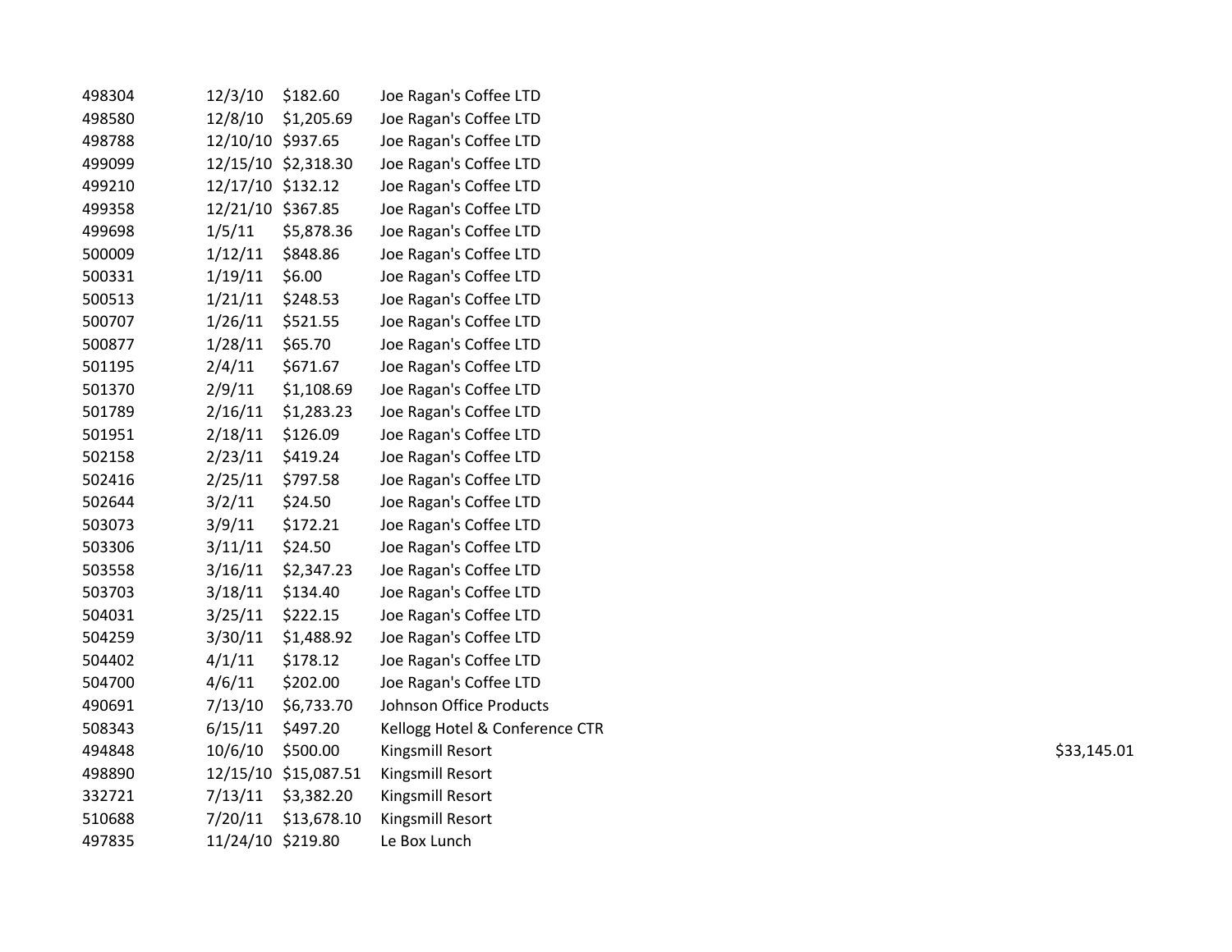| | | | | |
|---|---|---|---|---|
| 498304 | 12/3/10 | $182.60 | Joe Ragan's Coffee LTD | |
| 498580 | 12/8/10 | $1,205.69 | Joe Ragan's Coffee LTD | |
| 498788 | 12/10/10 | $937.65 | Joe Ragan's Coffee LTD | |
| 499099 | 12/15/10 | $2,318.30 | Joe Ragan's Coffee LTD | |
| 499210 | 12/17/10 | $132.12 | Joe Ragan's Coffee LTD | |
| 499358 | 12/21/10 | $367.85 | Joe Ragan's Coffee LTD | |
| 499698 | 1/5/11 | $5,878.36 | Joe Ragan's Coffee LTD | |
| 500009 | 1/12/11 | $848.86 | Joe Ragan's Coffee LTD | |
| 500331 | 1/19/11 | $6.00 | Joe Ragan's Coffee LTD | |
| 500513 | 1/21/11 | $248.53 | Joe Ragan's Coffee LTD | |
| 500707 | 1/26/11 | $521.55 | Joe Ragan's Coffee LTD | |
| 500877 | 1/28/11 | $65.70 | Joe Ragan's Coffee LTD | |
| 501195 | 2/4/11 | $671.67 | Joe Ragan's Coffee LTD | |
| 501370 | 2/9/11 | $1,108.69 | Joe Ragan's Coffee LTD | |
| 501789 | 2/16/11 | $1,283.23 | Joe Ragan's Coffee LTD | |
| 501951 | 2/18/11 | $126.09 | Joe Ragan's Coffee LTD | |
| 502158 | 2/23/11 | $419.24 | Joe Ragan's Coffee LTD | |
| 502416 | 2/25/11 | $797.58 | Joe Ragan's Coffee LTD | |
| 502644 | 3/2/11 | $24.50 | Joe Ragan's Coffee LTD | |
| 503073 | 3/9/11 | $172.21 | Joe Ragan's Coffee LTD | |
| 503306 | 3/11/11 | $24.50 | Joe Ragan's Coffee LTD | |
| 503558 | 3/16/11 | $2,347.23 | Joe Ragan's Coffee LTD | |
| 503703 | 3/18/11 | $134.40 | Joe Ragan's Coffee LTD | |
| 504031 | 3/25/11 | $222.15 | Joe Ragan's Coffee LTD | |
| 504259 | 3/30/11 | $1,488.92 | Joe Ragan's Coffee LTD | |
| 504402 | 4/1/11 | $178.12 | Joe Ragan's Coffee LTD | |
| 504700 | 4/6/11 | $202.00 | Joe Ragan's Coffee LTD | |
| 490691 | 7/13/10 | $6,733.70 | Johnson Office Products | |
| 508343 | 6/15/11 | $497.20 | Kellogg Hotel & Conference CTR | |
| 494848 | 10/6/10 | $500.00 | Kingsmill Resort | $33,145.01 |
| 498890 | 12/15/10 | $15,087.51 | Kingsmill Resort | |
| 332721 | 7/13/11 | $3,382.20 | Kingsmill Resort | |
| 510688 | 7/20/11 | $13,678.10 | Kingsmill Resort | |
| 497835 | 11/24/10 | $219.80 | Le Box Lunch | |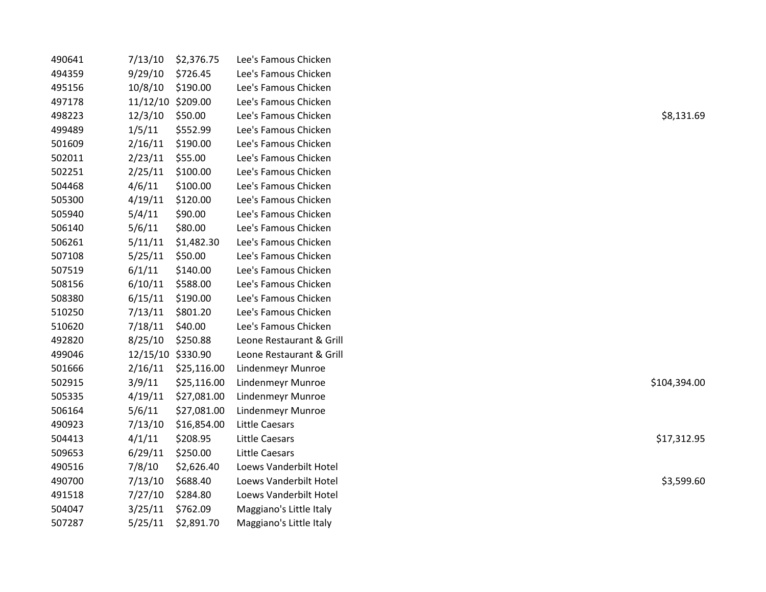| | | | | |
|---|---|---|---|---|
| 490641 | 7/13/10 | $2,376.75 | Lee's Famous Chicken | |
| 494359 | 9/29/10 | $726.45 | Lee's Famous Chicken | |
| 495156 | 10/8/10 | $190.00 | Lee's Famous Chicken | |
| 497178 | 11/12/10 | $209.00 | Lee's Famous Chicken | |
| 498223 | 12/3/10 | $50.00 | Lee's Famous Chicken | $8,131.69 |
| 499489 | 1/5/11 | $552.99 | Lee's Famous Chicken | |
| 501609 | 2/16/11 | $190.00 | Lee's Famous Chicken | |
| 502011 | 2/23/11 | $55.00 | Lee's Famous Chicken | |
| 502251 | 2/25/11 | $100.00 | Lee's Famous Chicken | |
| 504468 | 4/6/11 | $100.00 | Lee's Famous Chicken | |
| 505300 | 4/19/11 | $120.00 | Lee's Famous Chicken | |
| 505940 | 5/4/11 | $90.00 | Lee's Famous Chicken | |
| 506140 | 5/6/11 | $80.00 | Lee's Famous Chicken | |
| 506261 | 5/11/11 | $1,482.30 | Lee's Famous Chicken | |
| 507108 | 5/25/11 | $50.00 | Lee's Famous Chicken | |
| 507519 | 6/1/11 | $140.00 | Lee's Famous Chicken | |
| 508156 | 6/10/11 | $588.00 | Lee's Famous Chicken | |
| 508380 | 6/15/11 | $190.00 | Lee's Famous Chicken | |
| 510250 | 7/13/11 | $801.20 | Lee's Famous Chicken | |
| 510620 | 7/18/11 | $40.00 | Lee's Famous Chicken | |
| 492820 | 8/25/10 | $250.88 | Leone Restaurant & Grill | |
| 499046 | 12/15/10 | $330.90 | Leone Restaurant & Grill | |
| 501666 | 2/16/11 | $25,116.00 | Lindenmeyr Munroe | |
| 502915 | 3/9/11 | $25,116.00 | Lindenmeyr Munroe | $104,394.00 |
| 505335 | 4/19/11 | $27,081.00 | Lindenmeyr Munroe | |
| 506164 | 5/6/11 | $27,081.00 | Lindenmeyr Munroe | |
| 490923 | 7/13/10 | $16,854.00 | Little Caesars | |
| 504413 | 4/1/11 | $208.95 | Little Caesars | $17,312.95 |
| 509653 | 6/29/11 | $250.00 | Little Caesars | |
| 490516 | 7/8/10 | $2,626.40 | Loews Vanderbilt Hotel | |
| 490700 | 7/13/10 | $688.40 | Loews Vanderbilt Hotel | $3,599.60 |
| 491518 | 7/27/10 | $284.80 | Loews Vanderbilt Hotel | |
| 504047 | 3/25/11 | $762.09 | Maggiano's Little Italy | |
| 507287 | 5/25/11 | $2,891.70 | Maggiano's Little Italy | |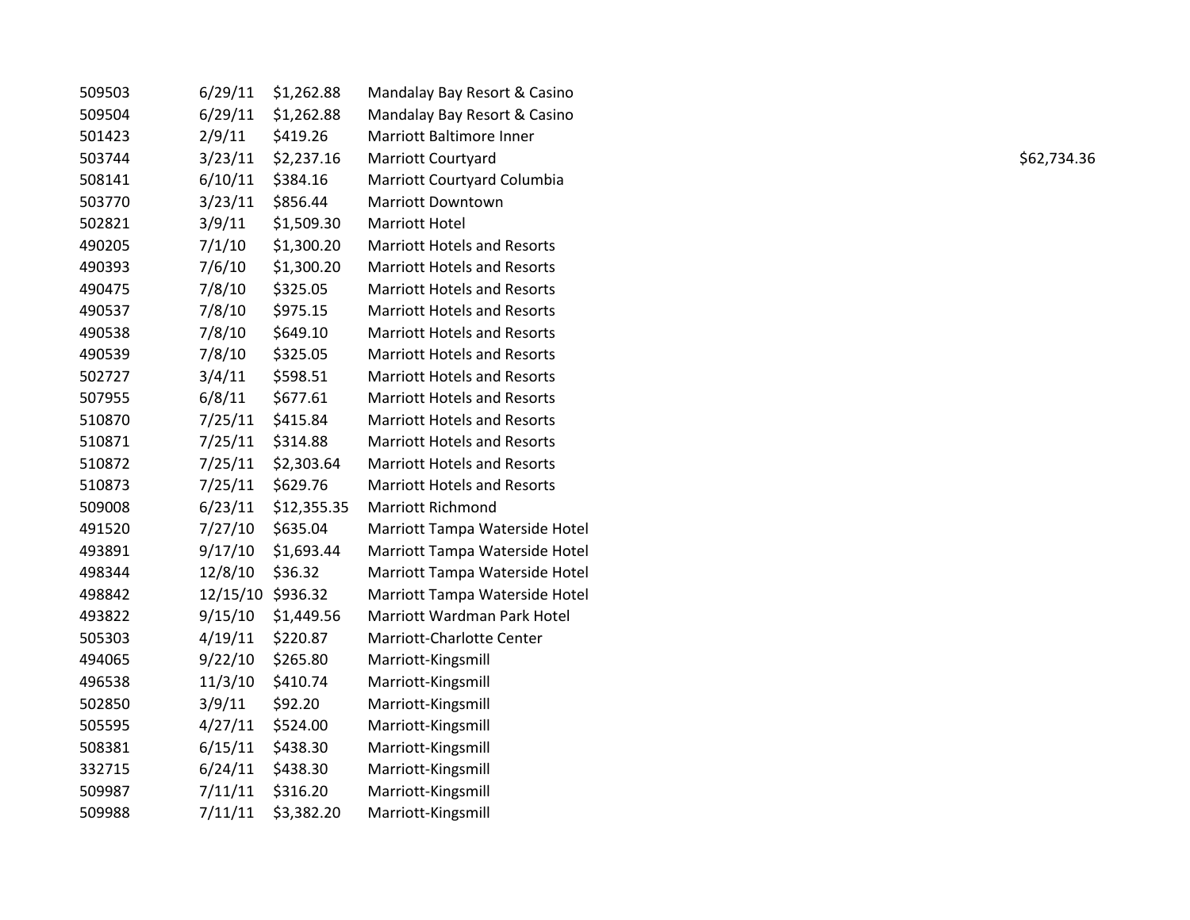| | | | | |
|---|---|---|---|---|
| 509503 | 6/29/11 | $1,262.88 | Mandalay Bay Resort & Casino | |
| 509504 | 6/29/11 | $1,262.88 | Mandalay Bay Resort & Casino | |
| 501423 | 2/9/11 | $419.26 | Marriott Baltimore Inner | |
| 503744 | 3/23/11 | $2,237.16 | Marriott Courtyard | $62,734.36 |
| 508141 | 6/10/11 | $384.16 | Marriott Courtyard Columbia | |
| 503770 | 3/23/11 | $856.44 | Marriott Downtown | |
| 502821 | 3/9/11 | $1,509.30 | Marriott Hotel | |
| 490205 | 7/1/10 | $1,300.20 | Marriott Hotels and Resorts | |
| 490393 | 7/6/10 | $1,300.20 | Marriott Hotels and Resorts | |
| 490475 | 7/8/10 | $325.05 | Marriott Hotels and Resorts | |
| 490537 | 7/8/10 | $975.15 | Marriott Hotels and Resorts | |
| 490538 | 7/8/10 | $649.10 | Marriott Hotels and Resorts | |
| 490539 | 7/8/10 | $325.05 | Marriott Hotels and Resorts | |
| 502727 | 3/4/11 | $598.51 | Marriott Hotels and Resorts | |
| 507955 | 6/8/11 | $677.61 | Marriott Hotels and Resorts | |
| 510870 | 7/25/11 | $415.84 | Marriott Hotels and Resorts | |
| 510871 | 7/25/11 | $314.88 | Marriott Hotels and Resorts | |
| 510872 | 7/25/11 | $2,303.64 | Marriott Hotels and Resorts | |
| 510873 | 7/25/11 | $629.76 | Marriott Hotels and Resorts | |
| 509008 | 6/23/11 | $12,355.35 | Marriott Richmond | |
| 491520 | 7/27/10 | $635.04 | Marriott Tampa Waterside Hotel | |
| 493891 | 9/17/10 | $1,693.44 | Marriott Tampa Waterside Hotel | |
| 498344 | 12/8/10 | $36.32 | Marriott Tampa Waterside Hotel | |
| 498842 | 12/15/10 | $936.32 | Marriott Tampa Waterside Hotel | |
| 493822 | 9/15/10 | $1,449.56 | Marriott Wardman Park Hotel | |
| 505303 | 4/19/11 | $220.87 | Marriott-Charlotte Center | |
| 494065 | 9/22/10 | $265.80 | Marriott-Kingsmill | |
| 496538 | 11/3/10 | $410.74 | Marriott-Kingsmill | |
| 502850 | 3/9/11 | $92.20 | Marriott-Kingsmill | |
| 505595 | 4/27/11 | $524.00 | Marriott-Kingsmill | |
| 508381 | 6/15/11 | $438.30 | Marriott-Kingsmill | |
| 332715 | 6/24/11 | $438.30 | Marriott-Kingsmill | |
| 509987 | 7/11/11 | $316.20 | Marriott-Kingsmill | |
| 509988 | 7/11/11 | $3,382.20 | Marriott-Kingsmill | |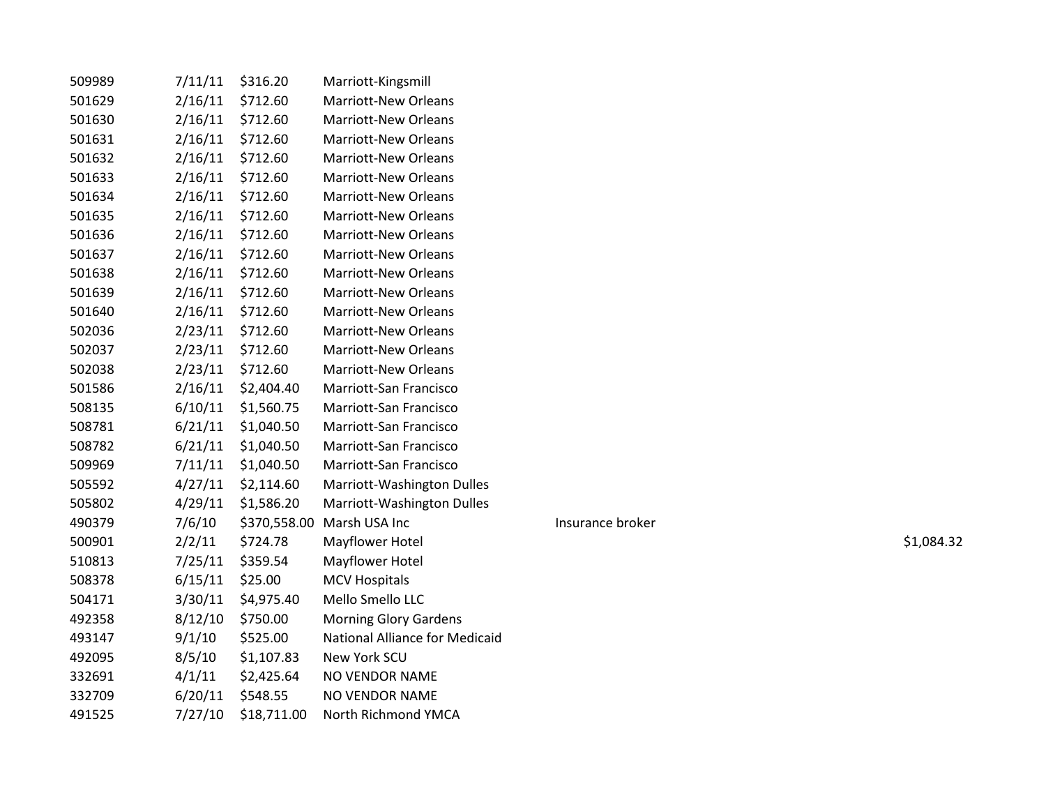| | | | | | |
|---|---|---|---|---|---|
| 509989 | 7/11/11 | $316.20 | Marriott-Kingsmill | | |
| 501629 | 2/16/11 | $712.60 | Marriott-New Orleans | | |
| 501630 | 2/16/11 | $712.60 | Marriott-New Orleans | | |
| 501631 | 2/16/11 | $712.60 | Marriott-New Orleans | | |
| 501632 | 2/16/11 | $712.60 | Marriott-New Orleans | | |
| 501633 | 2/16/11 | $712.60 | Marriott-New Orleans | | |
| 501634 | 2/16/11 | $712.60 | Marriott-New Orleans | | |
| 501635 | 2/16/11 | $712.60 | Marriott-New Orleans | | |
| 501636 | 2/16/11 | $712.60 | Marriott-New Orleans | | |
| 501637 | 2/16/11 | $712.60 | Marriott-New Orleans | | |
| 501638 | 2/16/11 | $712.60 | Marriott-New Orleans | | |
| 501639 | 2/16/11 | $712.60 | Marriott-New Orleans | | |
| 501640 | 2/16/11 | $712.60 | Marriott-New Orleans | | |
| 502036 | 2/23/11 | $712.60 | Marriott-New Orleans | | |
| 502037 | 2/23/11 | $712.60 | Marriott-New Orleans | | |
| 502038 | 2/23/11 | $712.60 | Marriott-New Orleans | | |
| 501586 | 2/16/11 | $2,404.40 | Marriott-San Francisco | | |
| 508135 | 6/10/11 | $1,560.75 | Marriott-San Francisco | | |
| 508781 | 6/21/11 | $1,040.50 | Marriott-San Francisco | | |
| 508782 | 6/21/11 | $1,040.50 | Marriott-San Francisco | | |
| 509969 | 7/11/11 | $1,040.50 | Marriott-San Francisco | | |
| 505592 | 4/27/11 | $2,114.60 | Marriott-Washington Dulles | | |
| 505802 | 4/29/11 | $1,586.20 | Marriott-Washington Dulles | | |
| 490379 | 7/6/10 | $370,558.00 | Marsh USA Inc | Insurance broker | |
| 500901 | 2/2/11 | $724.78 | Mayflower Hotel | | $1,084.32 |
| 510813 | 7/25/11 | $359.54 | Mayflower Hotel | | |
| 508378 | 6/15/11 | $25.00 | MCV Hospitals | | |
| 504171 | 3/30/11 | $4,975.40 | Mello Smello LLC | | |
| 492358 | 8/12/10 | $750.00 | Morning Glory Gardens | | |
| 493147 | 9/1/10 | $525.00 | National Alliance for Medicaid | | |
| 492095 | 8/5/10 | $1,107.83 | New York SCU | | |
| 332691 | 4/1/11 | $2,425.64 | NO VENDOR NAME | | |
| 332709 | 6/20/11 | $548.55 | NO VENDOR NAME | | |
| 491525 | 7/27/10 | $18,711.00 | North Richmond YMCA | | |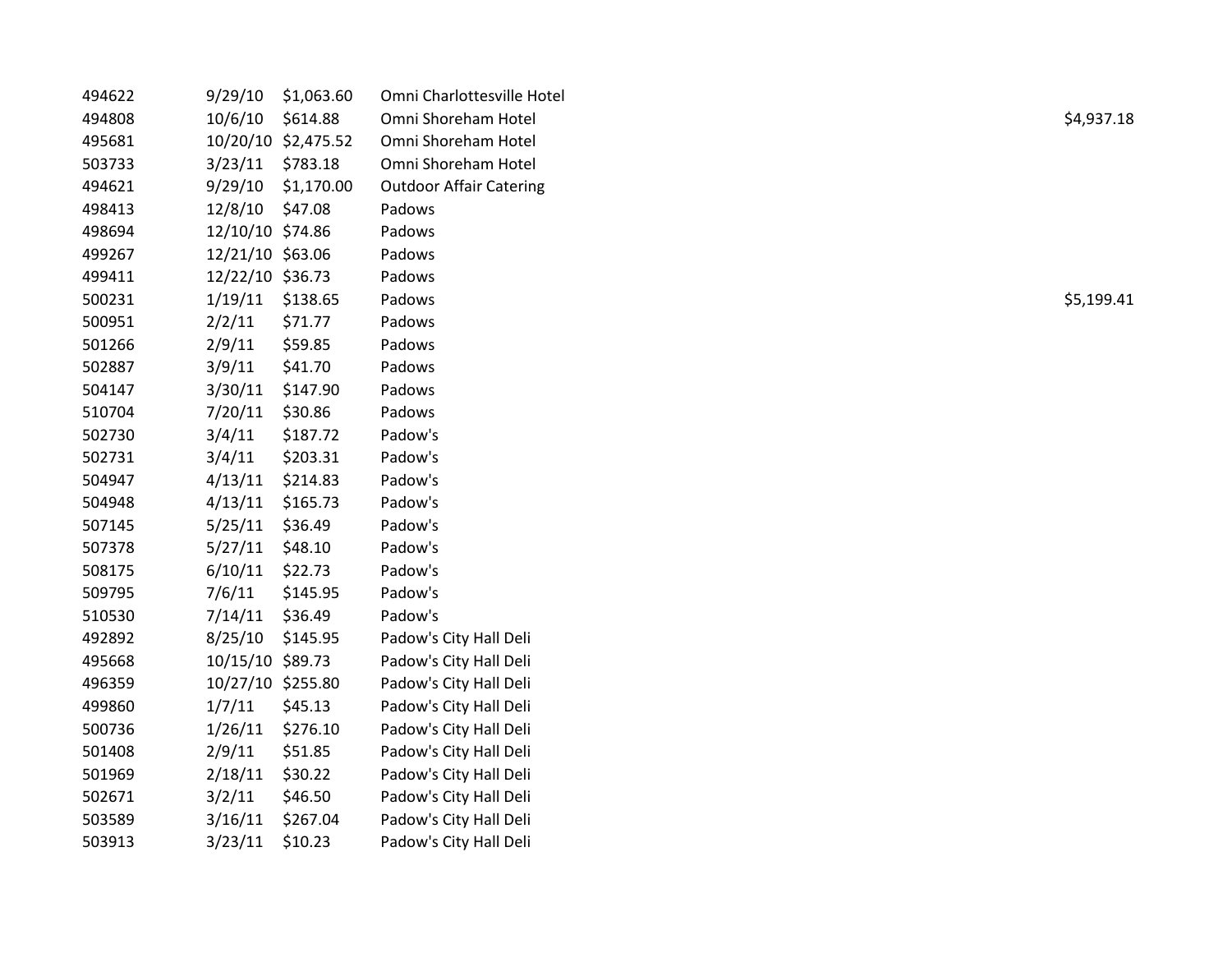| | | | | |
|---|---|---|---|---|
| 494622 | 9/29/10 | $1,063.60 | Omni Charlottesville Hotel | |
| 494808 | 10/6/10 | $614.88 | Omni Shoreham Hotel | $4,937.18 |
| 495681 | 10/20/10 | $2,475.52 | Omni Shoreham Hotel | |
| 503733 | 3/23/11 | $783.18 | Omni Shoreham Hotel | |
| 494621 | 9/29/10 | $1,170.00 | Outdoor Affair Catering | |
| 498413 | 12/8/10 | $47.08 | Padows | |
| 498694 | 12/10/10 | $74.86 | Padows | |
| 499267 | 12/21/10 | $63.06 | Padows | |
| 499411 | 12/22/10 | $36.73 | Padows | |
| 500231 | 1/19/11 | $138.65 | Padows | $5,199.41 |
| 500951 | 2/2/11 | $71.77 | Padows | |
| 501266 | 2/9/11 | $59.85 | Padows | |
| 502887 | 3/9/11 | $41.70 | Padows | |
| 504147 | 3/30/11 | $147.90 | Padows | |
| 510704 | 7/20/11 | $30.86 | Padows | |
| 502730 | 3/4/11 | $187.72 | Padow's | |
| 502731 | 3/4/11 | $203.31 | Padow's | |
| 504947 | 4/13/11 | $214.83 | Padow's | |
| 504948 | 4/13/11 | $165.73 | Padow's | |
| 507145 | 5/25/11 | $36.49 | Padow's | |
| 507378 | 5/27/11 | $48.10 | Padow's | |
| 508175 | 6/10/11 | $22.73 | Padow's | |
| 509795 | 7/6/11 | $145.95 | Padow's | |
| 510530 | 7/14/11 | $36.49 | Padow's | |
| 492892 | 8/25/10 | $145.95 | Padow's City Hall Deli | |
| 495668 | 10/15/10 | $89.73 | Padow's City Hall Deli | |
| 496359 | 10/27/10 | $255.80 | Padow's City Hall Deli | |
| 499860 | 1/7/11 | $45.13 | Padow's City Hall Deli | |
| 500736 | 1/26/11 | $276.10 | Padow's City Hall Deli | |
| 501408 | 2/9/11 | $51.85 | Padow's City Hall Deli | |
| 501969 | 2/18/11 | $30.22 | Padow's City Hall Deli | |
| 502671 | 3/2/11 | $46.50 | Padow's City Hall Deli | |
| 503589 | 3/16/11 | $267.04 | Padow's City Hall Deli | |
| 503913 | 3/23/11 | $10.23 | Padow's City Hall Deli | |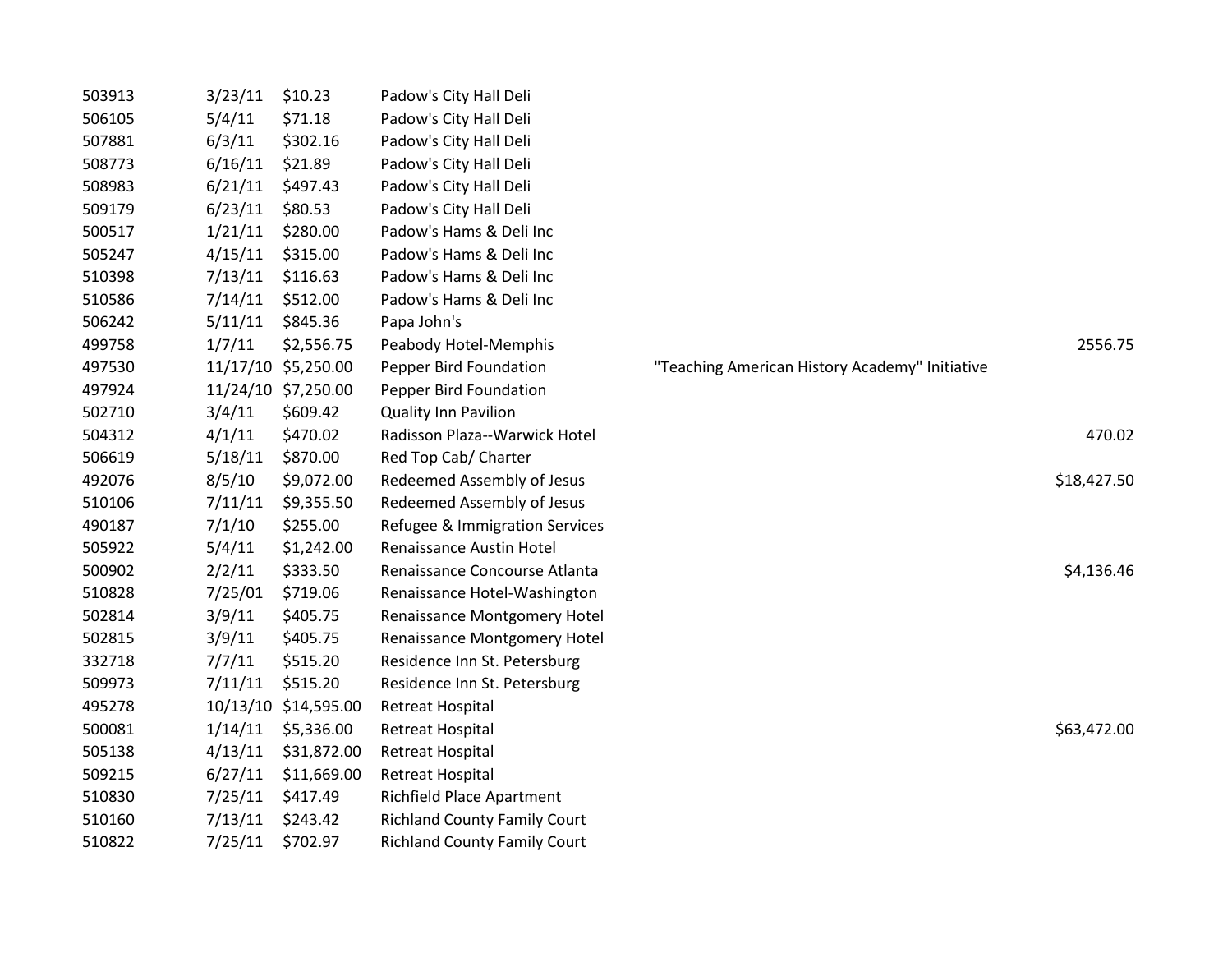| | | | | | |
|---|---|---|---|---|---|
| 503913 | 3/23/11 | $10.23 | Padow's City Hall Deli | | |
| 506105 | 5/4/11 | $71.18 | Padow's City Hall Deli | | |
| 507881 | 6/3/11 | $302.16 | Padow's City Hall Deli | | |
| 508773 | 6/16/11 | $21.89 | Padow's City Hall Deli | | |
| 508983 | 6/21/11 | $497.43 | Padow's City Hall Deli | | |
| 509179 | 6/23/11 | $80.53 | Padow's City Hall Deli | | |
| 500517 | 1/21/11 | $280.00 | Padow's Hams & Deli Inc | | |
| 505247 | 4/15/11 | $315.00 | Padow's Hams & Deli Inc | | |
| 510398 | 7/13/11 | $116.63 | Padow's Hams & Deli Inc | | |
| 510586 | 7/14/11 | $512.00 | Padow's Hams & Deli Inc | | |
| 506242 | 5/11/11 | $845.36 | Papa John's | | |
| 499758 | 1/7/11 | $2,556.75 | Peabody Hotel-Memphis | | 2556.75 |
| 497530 | 11/17/10 | $5,250.00 | Pepper Bird Foundation | "Teaching American History Academy" Initiative | |
| 497924 | 11/24/10 | $7,250.00 | Pepper Bird Foundation | | |
| 502710 | 3/4/11 | $609.42 | Quality Inn Pavilion | | |
| 504312 | 4/1/11 | $470.02 | Radisson Plaza--Warwick Hotel | | 470.02 |
| 506619 | 5/18/11 | $870.00 | Red Top Cab/ Charter | | |
| 492076 | 8/5/10 | $9,072.00 | Redeemed Assembly of Jesus | | $18,427.50 |
| 510106 | 7/11/11 | $9,355.50 | Redeemed Assembly of Jesus | | |
| 490187 | 7/1/10 | $255.00 | Refugee & Immigration Services | | |
| 505922 | 5/4/11 | $1,242.00 | Renaissance Austin Hotel | | |
| 500902 | 2/2/11 | $333.50 | Renaissance Concourse Atlanta | | $4,136.46 |
| 510828 | 7/25/01 | $719.06 | Renaissance Hotel-Washington | | |
| 502814 | 3/9/11 | $405.75 | Renaissance Montgomery Hotel | | |
| 502815 | 3/9/11 | $405.75 | Renaissance Montgomery Hotel | | |
| 332718 | 7/7/11 | $515.20 | Residence Inn St. Petersburg | | |
| 509973 | 7/11/11 | $515.20 | Residence Inn St. Petersburg | | |
| 495278 | 10/13/10 | $14,595.00 | Retreat Hospital | | |
| 500081 | 1/14/11 | $5,336.00 | Retreat Hospital | | $63,472.00 |
| 505138 | 4/13/11 | $31,872.00 | Retreat Hospital | | |
| 509215 | 6/27/11 | $11,669.00 | Retreat Hospital | | |
| 510830 | 7/25/11 | $417.49 | Richfield Place Apartment | | |
| 510160 | 7/13/11 | $243.42 | Richland County Family Court | | |
| 510822 | 7/25/11 | $702.97 | Richland County Family Court | | |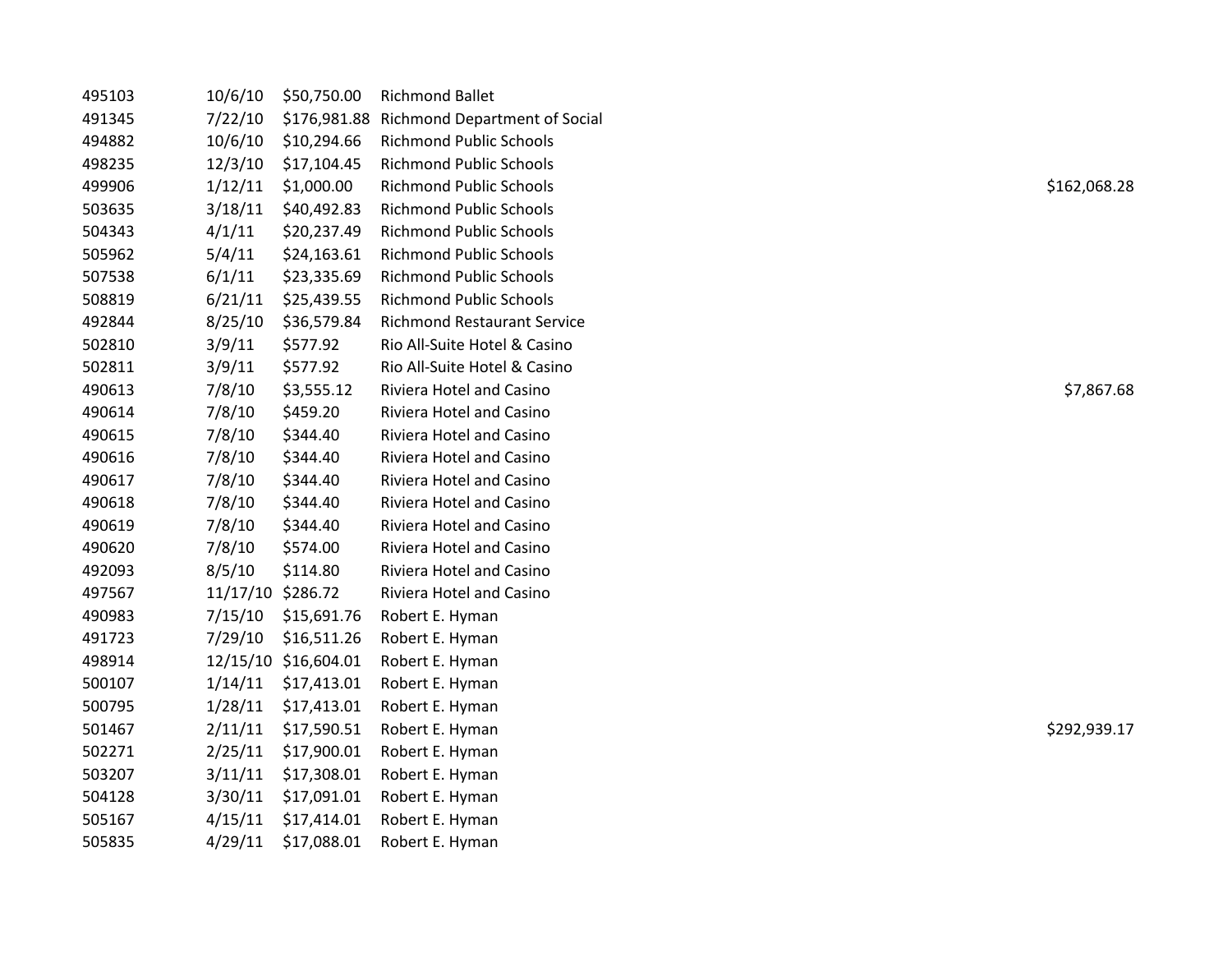| | | | | |
|---|---|---|---|---|
| 495103 | 10/6/10 | $50,750.00 | Richmond Ballet | |
| 491345 | 7/22/10 | $176,981.88 | Richmond Department of Social | |
| 494882 | 10/6/10 | $10,294.66 | Richmond Public Schools | |
| 498235 | 12/3/10 | $17,104.45 | Richmond Public Schools | |
| 499906 | 1/12/11 | $1,000.00 | Richmond Public Schools | $162,068.28 |
| 503635 | 3/18/11 | $40,492.83 | Richmond Public Schools | |
| 504343 | 4/1/11 | $20,237.49 | Richmond Public Schools | |
| 505962 | 5/4/11 | $24,163.61 | Richmond Public Schools | |
| 507538 | 6/1/11 | $23,335.69 | Richmond Public Schools | |
| 508819 | 6/21/11 | $25,439.55 | Richmond Public Schools | |
| 492844 | 8/25/10 | $36,579.84 | Richmond Restaurant Service | |
| 502810 | 3/9/11 | $577.92 | Rio All-Suite Hotel & Casino | |
| 502811 | 3/9/11 | $577.92 | Rio All-Suite Hotel & Casino | |
| 490613 | 7/8/10 | $3,555.12 | Riviera Hotel and Casino | $7,867.68 |
| 490614 | 7/8/10 | $459.20 | Riviera Hotel and Casino | |
| 490615 | 7/8/10 | $344.40 | Riviera Hotel and Casino | |
| 490616 | 7/8/10 | $344.40 | Riviera Hotel and Casino | |
| 490617 | 7/8/10 | $344.40 | Riviera Hotel and Casino | |
| 490618 | 7/8/10 | $344.40 | Riviera Hotel and Casino | |
| 490619 | 7/8/10 | $344.40 | Riviera Hotel and Casino | |
| 490620 | 7/8/10 | $574.00 | Riviera Hotel and Casino | |
| 492093 | 8/5/10 | $114.80 | Riviera Hotel and Casino | |
| 497567 | 11/17/10 | $286.72 | Riviera Hotel and Casino | |
| 490983 | 7/15/10 | $15,691.76 | Robert E. Hyman | |
| 491723 | 7/29/10 | $16,511.26 | Robert E. Hyman | |
| 498914 | 12/15/10 | $16,604.01 | Robert E. Hyman | |
| 500107 | 1/14/11 | $17,413.01 | Robert E. Hyman | |
| 500795 | 1/28/11 | $17,413.01 | Robert E. Hyman | |
| 501467 | 2/11/11 | $17,590.51 | Robert E. Hyman | $292,939.17 |
| 502271 | 2/25/11 | $17,900.01 | Robert E. Hyman | |
| 503207 | 3/11/11 | $17,308.01 | Robert E. Hyman | |
| 504128 | 3/30/11 | $17,091.01 | Robert E. Hyman | |
| 505167 | 4/15/11 | $17,414.01 | Robert E. Hyman | |
| 505835 | 4/29/11 | $17,088.01 | Robert E. Hyman | |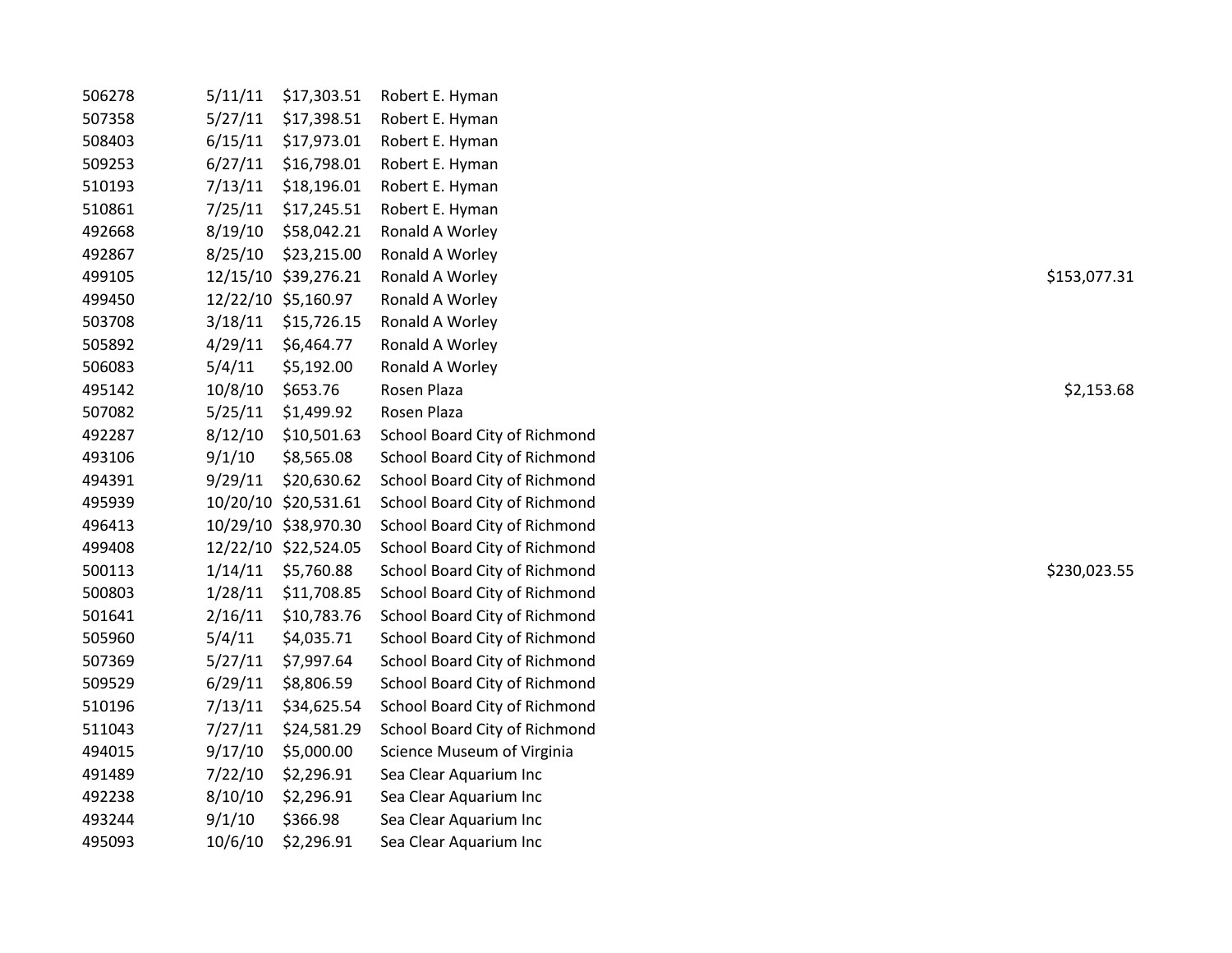| | | | | |
|---|---|---|---|---|
| 506278 | 5/11/11 | $17,303.51 | Robert E. Hyman | |
| 507358 | 5/27/11 | $17,398.51 | Robert E. Hyman | |
| 508403 | 6/15/11 | $17,973.01 | Robert E. Hyman | |
| 509253 | 6/27/11 | $16,798.01 | Robert E. Hyman | |
| 510193 | 7/13/11 | $18,196.01 | Robert E. Hyman | |
| 510861 | 7/25/11 | $17,245.51 | Robert E. Hyman | |
| 492668 | 8/19/10 | $58,042.21 | Ronald A Worley | |
| 492867 | 8/25/10 | $23,215.00 | Ronald A Worley | |
| 499105 | 12/15/10 | $39,276.21 | Ronald A Worley | $153,077.31 |
| 499450 | 12/22/10 | $5,160.97 | Ronald A Worley | |
| 503708 | 3/18/11 | $15,726.15 | Ronald A Worley | |
| 505892 | 4/29/11 | $6,464.77 | Ronald A Worley | |
| 506083 | 5/4/11 | $5,192.00 | Ronald A Worley | |
| 495142 | 10/8/10 | $653.76 | Rosen Plaza | $2,153.68 |
| 507082 | 5/25/11 | $1,499.92 | Rosen Plaza | |
| 492287 | 8/12/10 | $10,501.63 | School Board City of Richmond | |
| 493106 | 9/1/10 | $8,565.08 | School Board City of Richmond | |
| 494391 | 9/29/11 | $20,630.62 | School Board City of Richmond | |
| 495939 | 10/20/10 | $20,531.61 | School Board City of Richmond | |
| 496413 | 10/29/10 | $38,970.30 | School Board City of Richmond | |
| 499408 | 12/22/10 | $22,524.05 | School Board City of Richmond | |
| 500113 | 1/14/11 | $5,760.88 | School Board City of Richmond | $230,023.55 |
| 500803 | 1/28/11 | $11,708.85 | School Board City of Richmond | |
| 501641 | 2/16/11 | $10,783.76 | School Board City of Richmond | |
| 505960 | 5/4/11 | $4,035.71 | School Board City of Richmond | |
| 507369 | 5/27/11 | $7,997.64 | School Board City of Richmond | |
| 509529 | 6/29/11 | $8,806.59 | School Board City of Richmond | |
| 510196 | 7/13/11 | $34,625.54 | School Board City of Richmond | |
| 511043 | 7/27/11 | $24,581.29 | School Board City of Richmond | |
| 494015 | 9/17/10 | $5,000.00 | Science Museum of Virginia | |
| 491489 | 7/22/10 | $2,296.91 | Sea Clear Aquarium Inc | |
| 492238 | 8/10/10 | $2,296.91 | Sea Clear Aquarium Inc | |
| 493244 | 9/1/10 | $366.98 | Sea Clear Aquarium Inc | |
| 495093 | 10/6/10 | $2,296.91 | Sea Clear Aquarium Inc | |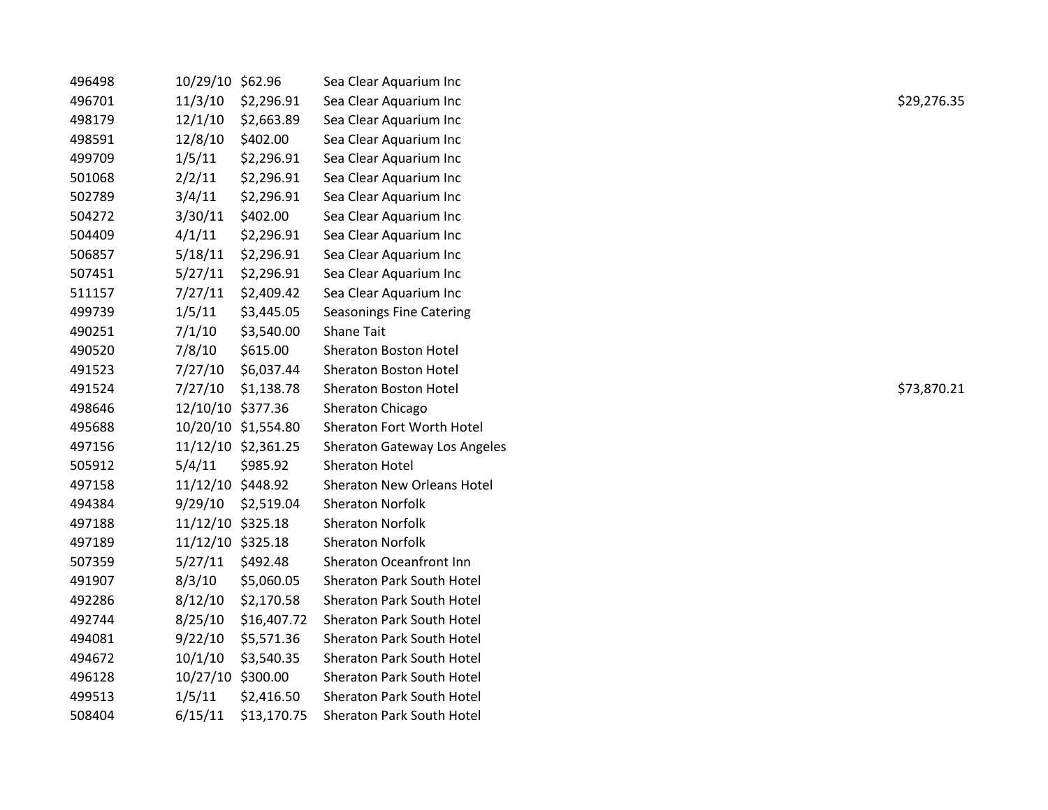| | | | | |
|---|---|---|---|---|
| 496498 | 10/29/10 | $62.96 | Sea Clear Aquarium Inc | |
| 496701 | 11/3/10 | $2,296.91 | Sea Clear Aquarium Inc | $29,276.35 |
| 498179 | 12/1/10 | $2,663.89 | Sea Clear Aquarium Inc | |
| 498591 | 12/8/10 | $402.00 | Sea Clear Aquarium Inc | |
| 499709 | 1/5/11 | $2,296.91 | Sea Clear Aquarium Inc | |
| 501068 | 2/2/11 | $2,296.91 | Sea Clear Aquarium Inc | |
| 502789 | 3/4/11 | $2,296.91 | Sea Clear Aquarium Inc | |
| 504272 | 3/30/11 | $402.00 | Sea Clear Aquarium Inc | |
| 504409 | 4/1/11 | $2,296.91 | Sea Clear Aquarium Inc | |
| 506857 | 5/18/11 | $2,296.91 | Sea Clear Aquarium Inc | |
| 507451 | 5/27/11 | $2,296.91 | Sea Clear Aquarium Inc | |
| 511157 | 7/27/11 | $2,409.42 | Sea Clear Aquarium Inc | |
| 499739 | 1/5/11 | $3,445.05 | Seasonings Fine Catering | |
| 490251 | 7/1/10 | $3,540.00 | Shane Tait | |
| 490520 | 7/8/10 | $615.00 | Sheraton Boston Hotel | |
| 491523 | 7/27/10 | $6,037.44 | Sheraton Boston Hotel | |
| 491524 | 7/27/10 | $1,138.78 | Sheraton Boston Hotel | $73,870.21 |
| 498646 | 12/10/10 | $377.36 | Sheraton Chicago | |
| 495688 | 10/20/10 | $1,554.80 | Sheraton Fort Worth Hotel | |
| 497156 | 11/12/10 | $2,361.25 | Sheraton Gateway Los Angeles | |
| 505912 | 5/4/11 | $985.92 | Sheraton Hotel | |
| 497158 | 11/12/10 | $448.92 | Sheraton New Orleans Hotel | |
| 494384 | 9/29/10 | $2,519.04 | Sheraton Norfolk | |
| 497188 | 11/12/10 | $325.18 | Sheraton Norfolk | |
| 497189 | 11/12/10 | $325.18 | Sheraton Norfolk | |
| 507359 | 5/27/11 | $492.48 | Sheraton Oceanfront Inn | |
| 491907 | 8/3/10 | $5,060.05 | Sheraton Park South Hotel | |
| 492286 | 8/12/10 | $2,170.58 | Sheraton Park South Hotel | |
| 492744 | 8/25/10 | $16,407.72 | Sheraton Park South Hotel | |
| 494081 | 9/22/10 | $5,571.36 | Sheraton Park South Hotel | |
| 494672 | 10/1/10 | $3,540.35 | Sheraton Park South Hotel | |
| 496128 | 10/27/10 | $300.00 | Sheraton Park South Hotel | |
| 499513 | 1/5/11 | $2,416.50 | Sheraton Park South Hotel | |
| 508404 | 6/15/11 | $13,170.75 | Sheraton Park South Hotel | |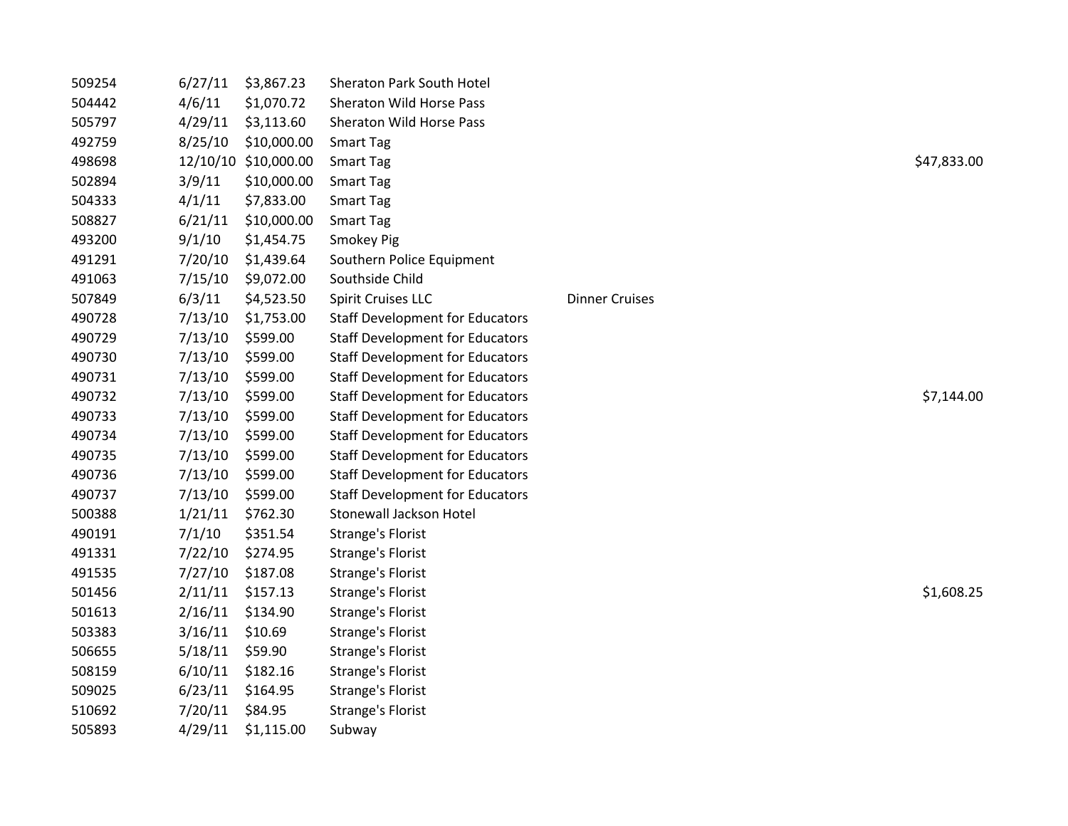| | | | | | |
|---|---|---|---|---|---|
| 509254 | 6/27/11 | $3,867.23 | Sheraton Park South Hotel | | |
| 504442 | 4/6/11 | $1,070.72 | Sheraton Wild Horse Pass | | |
| 505797 | 4/29/11 | $3,113.60 | Sheraton Wild Horse Pass | | |
| 492759 | 8/25/10 | $10,000.00 | Smart Tag | | |
| 498698 | 12/10/10 | $10,000.00 | Smart Tag | | $47,833.00 |
| 502894 | 3/9/11 | $10,000.00 | Smart Tag | | |
| 504333 | 4/1/11 | $7,833.00 | Smart Tag | | |
| 508827 | 6/21/11 | $10,000.00 | Smart Tag | | |
| 493200 | 9/1/10 | $1,454.75 | Smokey Pig | | |
| 491291 | 7/20/10 | $1,439.64 | Southern Police Equipment | | |
| 491063 | 7/15/10 | $9,072.00 | Southside Child | | |
| 507849 | 6/3/11 | $4,523.50 | Spirit Cruises LLC | Dinner Cruises | |
| 490728 | 7/13/10 | $1,753.00 | Staff Development for Educators | | |
| 490729 | 7/13/10 | $599.00 | Staff Development for Educators | | |
| 490730 | 7/13/10 | $599.00 | Staff Development for Educators | | |
| 490731 | 7/13/10 | $599.00 | Staff Development for Educators | | |
| 490732 | 7/13/10 | $599.00 | Staff Development for Educators | | $7,144.00 |
| 490733 | 7/13/10 | $599.00 | Staff Development for Educators | | |
| 490734 | 7/13/10 | $599.00 | Staff Development for Educators | | |
| 490735 | 7/13/10 | $599.00 | Staff Development for Educators | | |
| 490736 | 7/13/10 | $599.00 | Staff Development for Educators | | |
| 490737 | 7/13/10 | $599.00 | Staff Development for Educators | | |
| 500388 | 1/21/11 | $762.30 | Stonewall Jackson Hotel | | |
| 490191 | 7/1/10 | $351.54 | Strange's Florist | | |
| 491331 | 7/22/10 | $274.95 | Strange's Florist | | |
| 491535 | 7/27/10 | $187.08 | Strange's Florist | | |
| 501456 | 2/11/11 | $157.13 | Strange's Florist | | $1,608.25 |
| 501613 | 2/16/11 | $134.90 | Strange's Florist | | |
| 503383 | 3/16/11 | $10.69 | Strange's Florist | | |
| 506655 | 5/18/11 | $59.90 | Strange's Florist | | |
| 508159 | 6/10/11 | $182.16 | Strange's Florist | | |
| 509025 | 6/23/11 | $164.95 | Strange's Florist | | |
| 510692 | 7/20/11 | $84.95 | Strange's Florist | | |
| 505893 | 4/29/11 | $1,115.00 | Subway | | |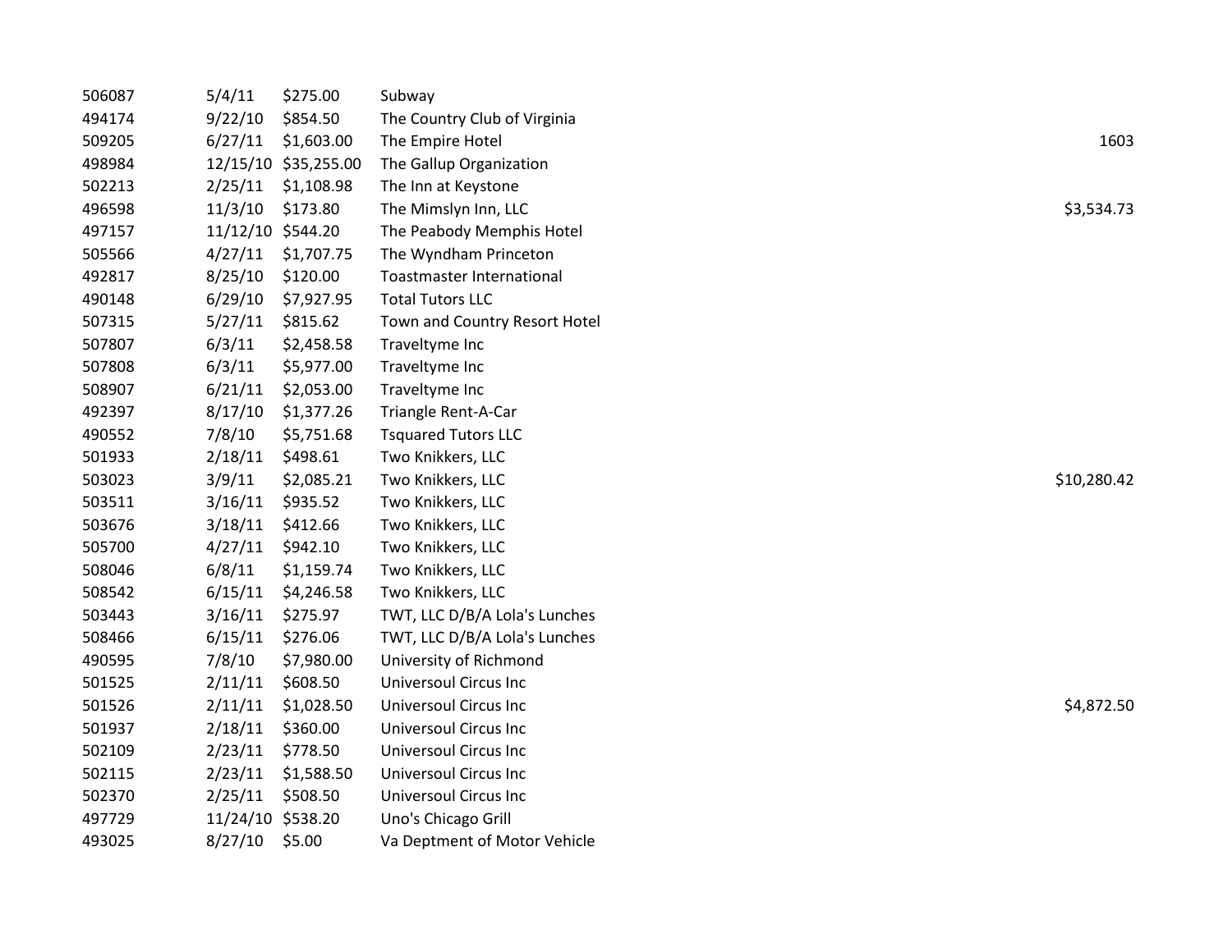| | | | | |
|---|---|---|---|---|
| 506087 | 5/4/11 | $275.00 | Subway | |
| 494174 | 9/22/10 | $854.50 | The Country Club of Virginia | |
| 509205 | 6/27/11 | $1,603.00 | The Empire Hotel | 1603 |
| 498984 | 12/15/10 | $35,255.00 | The Gallup Organization | |
| 502213 | 2/25/11 | $1,108.98 | The Inn at Keystone | |
| 496598 | 11/3/10 | $173.80 | The Mimslyn Inn, LLC | $3,534.73 |
| 497157 | 11/12/10 | $544.20 | The Peabody Memphis Hotel | |
| 505566 | 4/27/11 | $1,707.75 | The Wyndham Princeton | |
| 492817 | 8/25/10 | $120.00 | Toastmaster International | |
| 490148 | 6/29/10 | $7,927.95 | Total Tutors LLC | |
| 507315 | 5/27/11 | $815.62 | Town and Country Resort Hotel | |
| 507807 | 6/3/11 | $2,458.58 | Traveltyme Inc | |
| 507808 | 6/3/11 | $5,977.00 | Traveltyme Inc | |
| 508907 | 6/21/11 | $2,053.00 | Traveltyme Inc | |
| 492397 | 8/17/10 | $1,377.26 | Triangle Rent-A-Car | |
| 490552 | 7/8/10 | $5,751.68 | Tsquared Tutors LLC | |
| 501933 | 2/18/11 | $498.61 | Two Knikkers, LLC | |
| 503023 | 3/9/11 | $2,085.21 | Two Knikkers, LLC | $10,280.42 |
| 503511 | 3/16/11 | $935.52 | Two Knikkers, LLC | |
| 503676 | 3/18/11 | $412.66 | Two Knikkers, LLC | |
| 505700 | 4/27/11 | $942.10 | Two Knikkers, LLC | |
| 508046 | 6/8/11 | $1,159.74 | Two Knikkers, LLC | |
| 508542 | 6/15/11 | $4,246.58 | Two Knikkers, LLC | |
| 503443 | 3/16/11 | $275.97 | TWT, LLC D/B/A Lola's Lunches | |
| 508466 | 6/15/11 | $276.06 | TWT, LLC D/B/A Lola's Lunches | |
| 490595 | 7/8/10 | $7,980.00 | University of Richmond | |
| 501525 | 2/11/11 | $608.50 | Universoul Circus Inc | |
| 501526 | 2/11/11 | $1,028.50 | Universoul Circus Inc | $4,872.50 |
| 501937 | 2/18/11 | $360.00 | Universoul Circus Inc | |
| 502109 | 2/23/11 | $778.50 | Universoul Circus Inc | |
| 502115 | 2/23/11 | $1,588.50 | Universoul Circus Inc | |
| 502370 | 2/25/11 | $508.50 | Universoul Circus Inc | |
| 497729 | 11/24/10 | $538.20 | Uno's Chicago Grill | |
| 493025 | 8/27/10 | $5.00 | Va Deptment of Motor Vehicle | |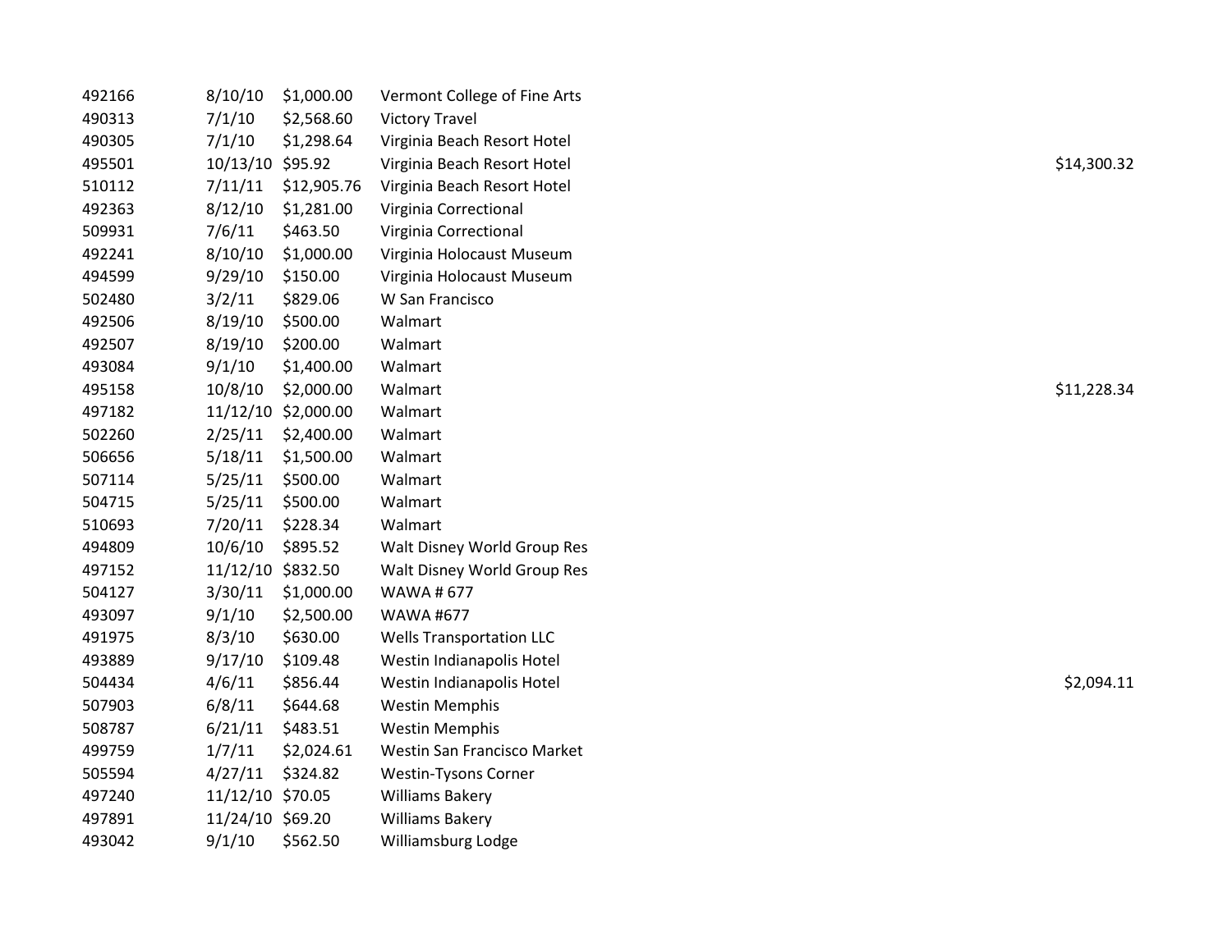| | | | | |
|---|---|---|---|---|
| 492166 | 8/10/10 | $1,000.00 | Vermont College of Fine Arts | |
| 490313 | 7/1/10 | $2,568.60 | Victory Travel | |
| 490305 | 7/1/10 | $1,298.64 | Virginia Beach Resort Hotel | |
| 495501 | 10/13/10 | $95.92 | Virginia Beach Resort Hotel | $14,300.32 |
| 510112 | 7/11/11 | $12,905.76 | Virginia Beach Resort Hotel | |
| 492363 | 8/12/10 | $1,281.00 | Virginia Correctional | |
| 509931 | 7/6/11 | $463.50 | Virginia Correctional | |
| 492241 | 8/10/10 | $1,000.00 | Virginia Holocaust Museum | |
| 494599 | 9/29/10 | $150.00 | Virginia Holocaust Museum | |
| 502480 | 3/2/11 | $829.06 | W San Francisco | |
| 492506 | 8/19/10 | $500.00 | Walmart | |
| 492507 | 8/19/10 | $200.00 | Walmart | |
| 493084 | 9/1/10 | $1,400.00 | Walmart | |
| 495158 | 10/8/10 | $2,000.00 | Walmart | $11,228.34 |
| 497182 | 11/12/10 | $2,000.00 | Walmart | |
| 502260 | 2/25/11 | $2,400.00 | Walmart | |
| 506656 | 5/18/11 | $1,500.00 | Walmart | |
| 507114 | 5/25/11 | $500.00 | Walmart | |
| 504715 | 5/25/11 | $500.00 | Walmart | |
| 510693 | 7/20/11 | $228.34 | Walmart | |
| 494809 | 10/6/10 | $895.52 | Walt Disney World Group Res | |
| 497152 | 11/12/10 | $832.50 | Walt Disney World Group Res | |
| 504127 | 3/30/11 | $1,000.00 | WAWA # 677 | |
| 493097 | 9/1/10 | $2,500.00 | WAWA #677 | |
| 491975 | 8/3/10 | $630.00 | Wells Transportation LLC | |
| 493889 | 9/17/10 | $109.48 | Westin Indianapolis Hotel | |
| 504434 | 4/6/11 | $856.44 | Westin Indianapolis Hotel | $2,094.11 |
| 507903 | 6/8/11 | $644.68 | Westin Memphis | |
| 508787 | 6/21/11 | $483.51 | Westin Memphis | |
| 499759 | 1/7/11 | $2,024.61 | Westin San Francisco Market | |
| 505594 | 4/27/11 | $324.82 | Westin-Tysons Corner | |
| 497240 | 11/12/10 | $70.05 | Williams Bakery | |
| 497891 | 11/24/10 | $69.20 | Williams Bakery | |
| 493042 | 9/1/10 | $562.50 | Williamsburg Lodge | |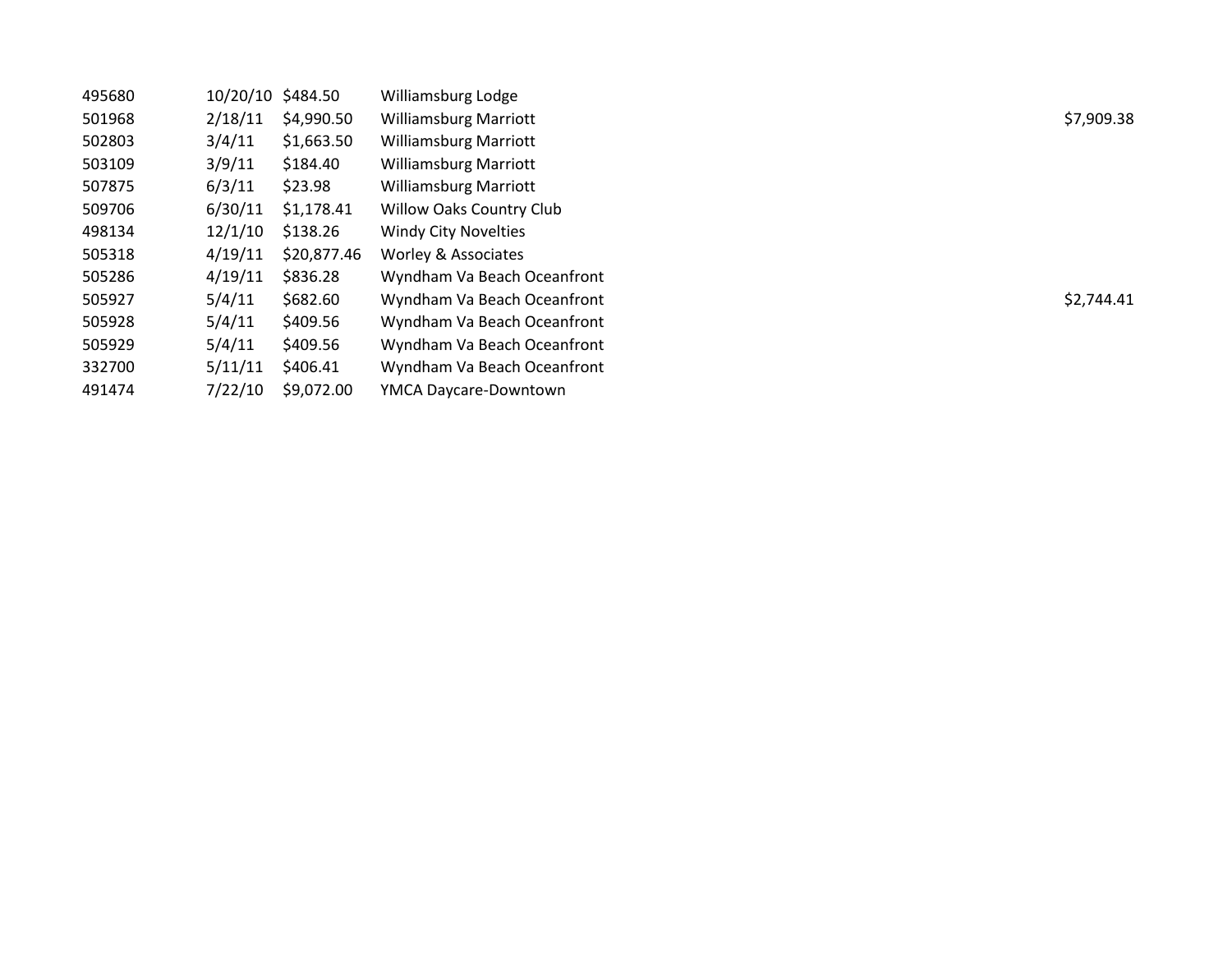| | | | | |
|---|---|---|---|---|
| 495680 | 10/20/10 | $484.50 | Williamsburg Lodge | |
| 501968 | 2/18/11 | $4,990.50 | Williamsburg Marriott | $7,909.38 |
| 502803 | 3/4/11 | $1,663.50 | Williamsburg Marriott | |
| 503109 | 3/9/11 | $184.40 | Williamsburg Marriott | |
| 507875 | 6/3/11 | $23.98 | Williamsburg Marriott | |
| 509706 | 6/30/11 | $1,178.41 | Willow Oaks Country Club | |
| 498134 | 12/1/10 | $138.26 | Windy City Novelties | |
| 505318 | 4/19/11 | $20,877.46 | Worley & Associates | |
| 505286 | 4/19/11 | $836.28 | Wyndham Va Beach Oceanfront | |
| 505927 | 5/4/11 | $682.60 | Wyndham Va Beach Oceanfront | $2,744.41 |
| 505928 | 5/4/11 | $409.56 | Wyndham Va Beach Oceanfront | |
| 505929 | 5/4/11 | $409.56 | Wyndham Va Beach Oceanfront | |
| 332700 | 5/11/11 | $406.41 | Wyndham Va Beach Oceanfront | |
| 491474 | 7/22/10 | $9,072.00 | YMCA Daycare-Downtown | |